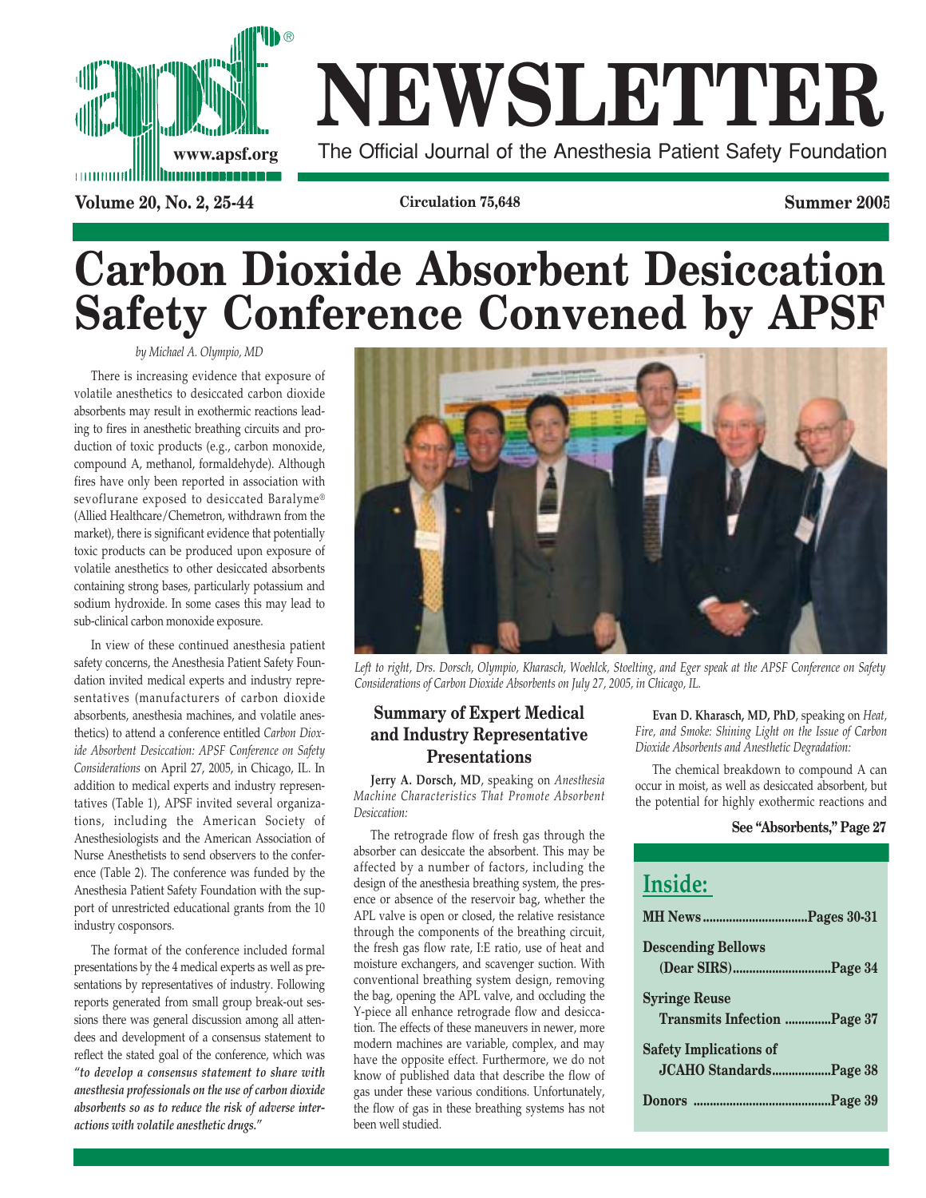# NEWSLETTER

The Official Journal of the Anesthesia Patient Safety Foundation

**Volume 20, No. 2, 25-44** **Circulation 75,648** **Summer 2005**

# Carbon Dioxide Absorbent Desiccation Safety Conference Convened by APSF

*by Michael A. Olympio, MD*

There is increasing evidence that exposure of volatile anesthetics to desiccated carbon dioxide absorbents may result in exothermic reactions leading to fires in anesthetic breathing circuits and production of toxic products (e.g., carbon monoxide, compound A, methanol, formaldehyde). Although fires have only been reported in association with sevoflurane exposed to desiccated Baralyme® (Allied Healthcare/Chemetron, withdrawn from the market), there is significant evidence that potentially toxic products can be produced upon exposure of volatile anesthetics to other desiccated absorbents containing strong bases, particularly potassium and sodium hydroxide. In some cases this may lead to sub-clinical carbon monoxide exposure.

In view of these continued anesthesia patient safety concerns, the Anesthesia Patient Safety Foundation invited medical experts and industry representatives (manufacturers of carbon dioxide absorbents, anesthesia machines, and volatile anesthetics) to attend a conference entitled *Carbon Dioxide Absorbent Desiccation: APSF Conference on Safety Considerations* on April 27, 2005, in Chicago, IL. In addition to medical experts and industry representatives (Table 1), APSF invited several organizations, including the American Society of Anesthesiologists and the American Association of Nurse Anesthetists to send observers to the conference (Table 2). The conference was funded by the Anesthesia Patient Safety Foundation with the support of unrestricted educational grants from the 10 industry cosponsors.

The format of the conference included formal presentations by the 4 medical experts as well as presentations by representatives of industry. Following reports generated from small group break-out sessions there was general discussion among all attendees and development of a consensus statement to reflect the stated goal of the conference, which was ***"to develop a consensus statement to share with anesthesia professionals on the use of carbon dioxide absorbents so as to reduce the risk of adverse interactions with volatile anesthetic drugs."***

*Left to right, Drs. Dorsch, Olympio, Kharasch, Woehlck, Stoelting, and Eger speak at the APSF Conference on Safety Considerations of Carbon Dioxide Absorbents on July 27, 2005, in Chicago, IL.*

## Summary of Expert Medical and Industry Representative Presentations

**Jerry A. Dorsch, MD**, speaking on *Anesthesia Machine Characteristics That Promote Absorbent Desiccation:*

The retrograde flow of fresh gas through the absorber can desiccate the absorbent. This may be affected by a number of factors, including the design of the anesthesia breathing system, the presence or absence of the reservoir bag, whether the APL valve is open or closed, the relative resistance through the components of the breathing circuit, the fresh gas flow rate, I:E ratio, use of heat and moisture exchangers, and scavenger suction. With conventional breathing system design, removing the bag, opening the APL valve, and occluding the Y-piece all enhance retrograde flow and desiccation. The effects of these maneuvers in newer, more modern machines are variable, complex, and may have the opposite effect. Furthermore, we do not know of published data that describe the flow of gas under these various conditions. Unfortunately, the flow of gas in these breathing systems has not been well studied.

**Evan D. Kharasch, MD, PhD**, speaking on *Heat, Fire, and Smoke: Shining Light on the Issue of Carbon Dioxide Absorbents and Anesthetic Degradation:*

The chemical breakdown to compound A can occur in moist, as well as desiccated absorbent, but the potential for highly exothermic reactions and

**See "Absorbents," Page 27**

## Inside:

- **MH News** ................................Pages 30-31
- **Descending Bellows (Dear SIRS)** ............................Page 34
- **Syringe Reuse Transmits Infection** .............Page 37
- **Safety Implications of JCAHO Standards** ..................Page 38
- **Donors** .........................................Page 39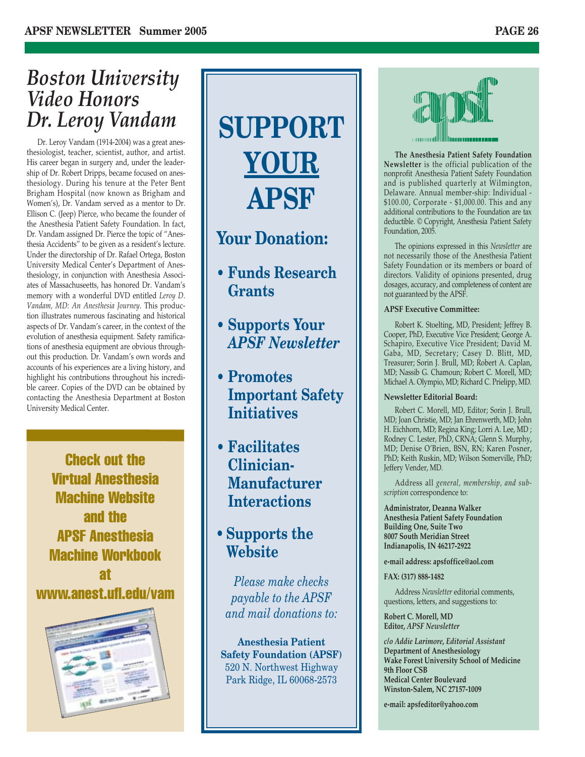# Boston University Video Honors Dr. Leroy Vandam

Dr. Leroy Vandam (1914-2004) was a great anesthesiologist, teacher, scientist, author, and artist. His career began in surgery and, under the leadership of Dr. Robert Dripps, became focused on anesthesiology. During his tenure at the Peter Bent Brigham Hospital (now known as Brigham and Women's), Dr. Vandam served as a mentor to Dr. Ellison C. (Jeep) Pierce, who became the founder of the Anesthesia Patient Safety Foundation. In fact, Dr. Vandam assigned Dr. Pierce the topic of "Anesthesia Accidents" to be given as a resident's lecture. Under the directorship of Dr. Rafael Ortega, Boston University Medical Center's Department of Anesthesiology, in conjunction with Anesthesia Associates of Massachuseetts, has honored Dr. Vandam's memory with a wonderful DVD entitled *Leroy D. Vandam, MD: An Anesthesia Journey*. This production illustrates numerous fascinating and historical aspects of Dr. Vandam's career, in the context of the evolution of anesthesia equipment. Safety ramifications of anesthesia equipment are obvious throughout this production. Dr. Vandam's own words and accounts of his experiences are a living history, and highlight his contributions throughout his incredible career. Copies of the DVD can be obtained by contacting the Anesthesia Department at Boston University Medical Center.

**Check out the Virtual Anesthesia Machine Website and the APSF Anesthesia Machine Workbook at www.anest.ufl.edu/vam**

# SUPPORT YOUR APSF

## Your Donation:

- **Funds Research Grants**
- **Supports Your *APSF Newsletter***
- **Promotes Important Safety Initiatives**
- **Facilitates Clinician-Manufacturer Interactions**
- **Supports the Website**

*Please make checks payable to the APSF and mail donations to:*

**Anesthesia Patient Safety Foundation (APSF)**
520 N. Northwest Highway
Park Ridge, IL 60068-2573

**The Anesthesia Patient Safety Foundation Newsletter** is the official publication of the nonprofit Anesthesia Patient Safety Foundation and is published quarterly at Wilmington, Delaware. Annual member-ship: Individual - $100.00, Corporate - $1,000.00. This and any additional contributions to the Foundation are tax deductible. © Copyright, Anesthesia Patient Safety Foundation, 2005.

The opinions expressed in this *Newsletter* are not necessarily those of the Anesthesia Patient Safety Foundation or its members or board of directors. Validity of opinions presented, drug dosages, accuracy, and completeness of content are not guaranteed by the APSF.

**APSF Executive Committee:**

Robert K. Stoelting, MD, President; Jeffrey B. Cooper, PhD, Executive Vice President; George A. Schapiro, Executive Vice President; David M. Gaba, MD, Secretary; Casey D. Blitt, MD, Treasurer; Sorin J. Brull, MD; Robert A. Caplan, MD; Nassib G. Chamoun; Robert C. Morell, MD; Michael A. Olympio, MD; Richard C. Prielipp, MD.

**Newsletter Editorial Board:**

Robert C. Morell, MD, Editor; Sorin J. Brull, MD; Joan Christie, MD; Jan Ehrenwerth, MD; John H. Eichhorn, MD; Regina King; Lorri A. Lee, MD ; Rodney C. Lester, PhD, CRNA; Glenn S. Murphy, MD; Denise O'Brien, BSN, RN; Karen Posner, PhD; Keith Ruskin, MD; Wilson Somerville, PhD; Jeffery Vender, MD.

Address all *general, membership, and subscription* correspondence to:

**Administrator, Deanna Walker**
**Anesthesia Patient Safety Foundation**
**Building One, Suite Two**
**8007 South Meridian Street**
**Indianapolis, IN 46217-2922**

**e-mail address: apsfoffice@aol.com**

**FAX: (317) 888-1482**

Address *Newsletter* editorial comments, questions, letters, and suggestions to:

**Robert C. Morell, MD**
**Editor, *APSF Newsletter***

***c/o Addie Larimore, Editorial Assistant***
**Department of Anesthesiology**
**Wake Forest University School of Medicine**
**9th Floor CSB**
**Medical Center Boulevard**
**Winston-Salem, NC 27157-1009**

**e-mail: apsfeditor@yahoo.com**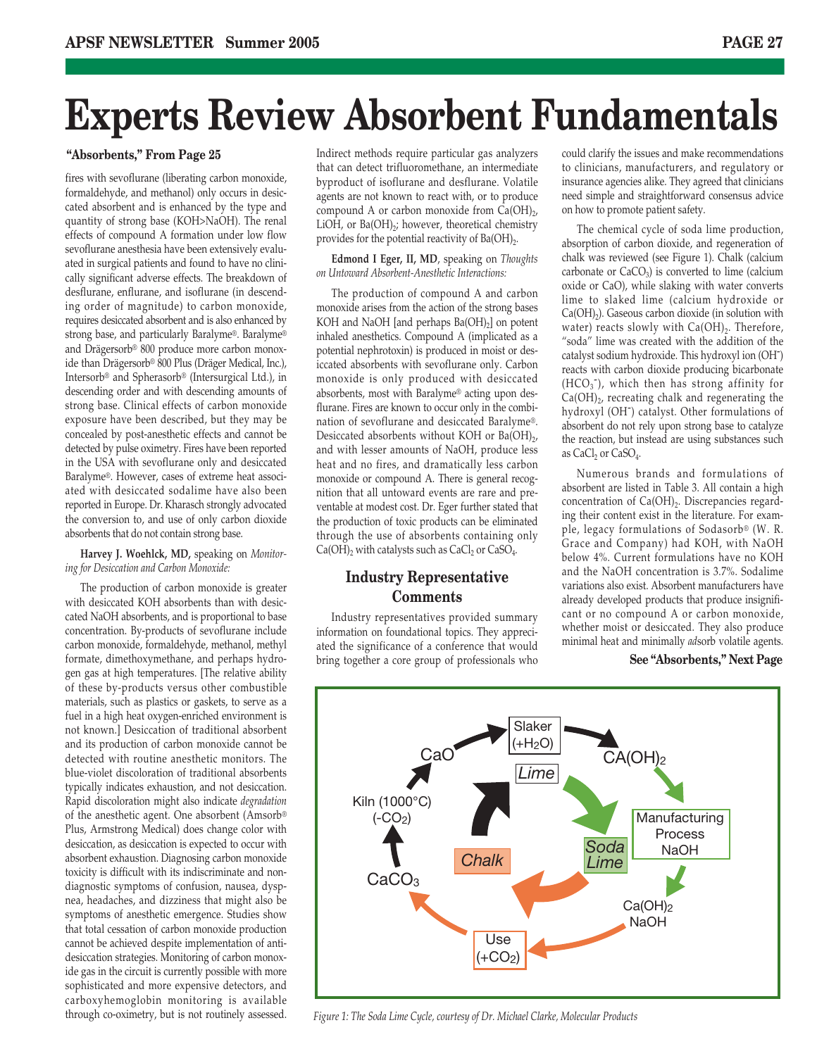# Experts Review Absorbent Fundamentals

**"Absorbents," From Page 25**

fires with sevoflurane (liberating carbon monoxide, formaldehyde, and methanol) only occurs in desiccated absorbent and is enhanced by the type and quantity of strong base (KOH>NaOH). The renal effects of compound A formation under low flow sevoflurane anesthesia have been extensively evaluated in surgical patients and found to have no clinically significant adverse effects. The breakdown of desflurane, enflurane, and isoflurane (in descending order of magnitude) to carbon monoxide, requires desiccated absorbent and is also enhanced by strong base, and particularly Baralyme®. Baralyme® and Drägersorb® 800 produce more carbon monoxide than Drägersorb® 800 Plus (Dräger Medical, Inc.), Intersorb® and Spherasorb® (Intersurgical Ltd.), in descending order and with descending amounts of strong base. Clinical effects of carbon monoxide exposure have been described, but they may be concealed by post-anesthetic effects and cannot be detected by pulse oximetry. Fires have been reported in the USA with sevoflurane only and desiccated Baralyme®. However, cases of extreme heat associated with desiccated sodalime have also been reported in Europe. Dr. Kharasch strongly advocated the conversion to, and use of only carbon dioxide absorbents that do not contain strong base.

**Harvey J. Woehlck, MD,** speaking on *Monitoring for Desiccation and Carbon Monoxide:*

The production of carbon monoxide is greater with desiccated KOH absorbents than with desiccated NaOH absorbents, and is proportional to base concentration. By-products of sevoflurane include carbon monoxide, formaldehyde, methanol, methyl formate, dimethoxymethane, and perhaps hydrogen gas at high temperatures. [The relative ability of these by-products versus other combustible materials, such as plastics or gaskets, to serve as a fuel in a high heat oxygen-enriched environment is not known.] Desiccation of traditional absorbent and its production of carbon monoxide cannot be detected with routine anesthetic monitors. The blue-violet discoloration of traditional absorbents typically indicates exhaustion, and not desiccation. Rapid discoloration might also indicate *degradation* of the anesthetic agent. One absorbent (Amsorb® Plus, Armstrong Medical) does change color with desiccation, as desiccation is expected to occur with absorbent exhaustion. Diagnosing carbon monoxide toxicity is difficult with its indiscriminate and non-diagnostic symptoms of confusion, nausea, dyspnea, headaches, and dizziness that might also be symptoms of anesthetic emergence. Studies show that total cessation of carbon monoxide production cannot be achieved despite implementation of anti-desiccation strategies. Monitoring of carbon monoxide gas in the circuit is currently possible with more sophisticated and more expensive detectors, and carboxyhemoglobin monitoring is available through co-oximetry, but is not routinely assessed. Indirect methods require particular gas analyzers that can detect trifluoromethane, an intermediate byproduct of isoflurane and desflurane. Volatile agents are not known to react with, or to produce compound A or carbon monoxide from $Ca(OH)_2$, LiOH, or $Ba(OH)_2$; however, theoretical chemistry provides for the potential reactivity of $Ba(OH)_2$.

**Edmond I Eger, II, MD**, speaking on *Thoughts on Untoward Absorbent-Anesthetic Interactions:*

The production of compound A and carbon monoxide arises from the action of the strong bases KOH and NaOH [and perhaps $Ba(OH)_2$] on potent inhaled anesthetics. Compound A (implicated as a potential nephrotoxin) is produced in moist or desiccated absorbents with sevoflurane only. Carbon monoxide is only produced with desiccated absorbents, most with Baralyme® acting upon desflurane. Fires are known to occur only in the combination of sevoflurane and desiccated Baralyme®. Desiccated absorbents without KOH or $Ba(OH)_2$, and with lesser amounts of NaOH, produce less heat and no fires, and dramatically less carbon monoxide or compound A. There is general recognition that all untoward events are rare and preventable at modest cost. Dr. Eger further stated that the production of toxic products can be eliminated through the use of absorbents containing only $Ca(OH)_2$ with catalysts such as $CaCl_2$ or $CaSO_4$.

## Industry Representative Comments

Industry representatives provided summary information on foundational topics. They appreciated the significance of a conference that would bring together a core group of professionals who could clarify the issues and make recommendations to clinicians, manufacturers, and regulatory or insurance agencies alike. They agreed that clinicians need simple and straightforward consensus advice on how to promote patient safety.

The chemical cycle of soda lime production, absorption of carbon dioxide, and regeneration of chalk was reviewed (see Figure 1). Chalk (calcium carbonate or $CaCO_3$) is converted to lime (calcium oxide or CaO), while slaking with water converts lime to slaked lime (calcium hydroxide or $Ca(OH)_2$). Gaseous carbon dioxide (in solution with water) reacts slowly with $Ca(OH)_2$. Therefore, "soda" lime was created with the addition of the catalyst sodium hydroxide. This hydroxyl ion ($OH^-$) reacts with carbon dioxide producing bicarbonate ($HCO_3^-$), which then has strong affinity for $Ca(OH)_2$, recreating chalk and regenerating the hydroxyl ($OH^-$) catalyst. Other formulations of absorbent do not rely upon strong base to catalyze the reaction, but instead are using substances such as $CaCl_2$ or $CaSO_4$.

Numerous brands and formulations of absorbent are listed in Table 3. All contain a high concentration of $Ca(OH)_2$. Discrepancies regarding their content exist in the literature. For example, legacy formulations of Sodasorb® (W. R. Grace and Company) had KOH, with NaOH below 4%. Current formulations have no KOH and the NaOH concentration is 3.7%. Sodalime variations also exist. Absorbent manufacturers have already developed products that produce insignificant or no compound A or carbon monoxide, whether moist or desiccated. They also produce minimal heat and minimally *ad*sorb volatile agents.

**See "Absorbents," Next Page**

Slaker (+$H_2O$)

CaO

CA(OH)2

Lime

Kiln (1000°C) (-$CO_2$)

Manufacturing Process NaOH

Soda Lime

Chalk

$CaCO_3$

$Ca(OH)_2$ NaOH

Use (+$CO_2$)

*Figure 1: The Soda Lime Cycle, courtesy of Dr. Michael Clarke, Molecular Products*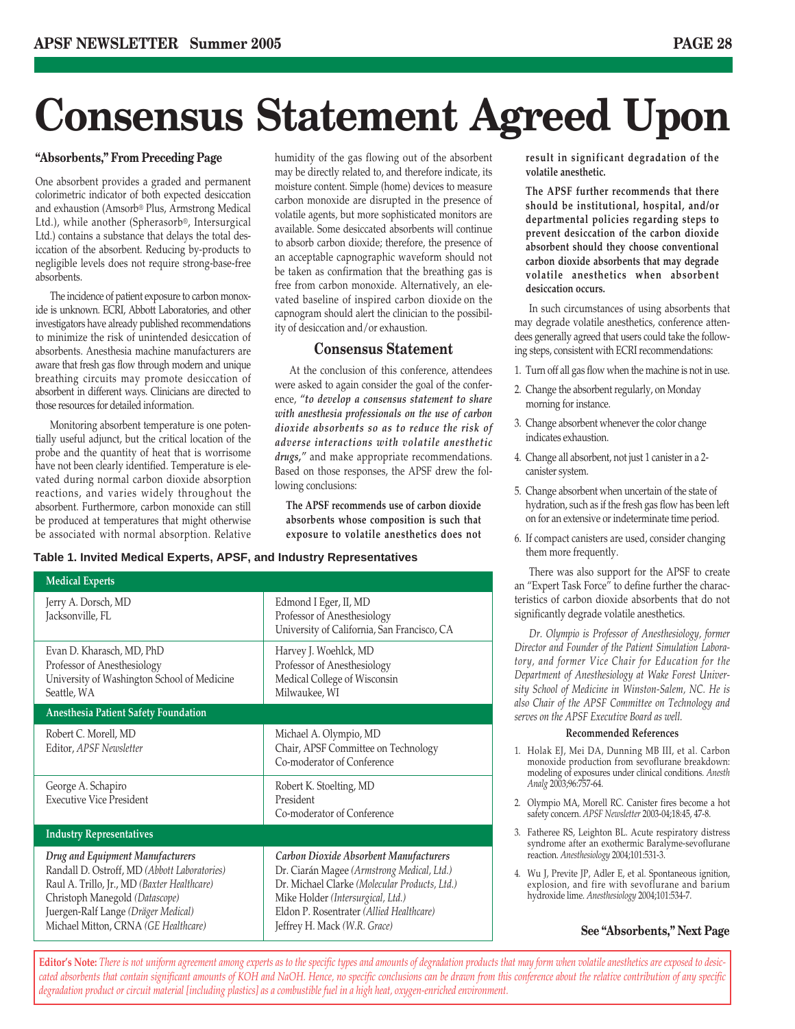# Consensus Statement Agreed Upon

**"Absorbents," From Preceding Page**

One absorbent provides a graded and permanent colorimetric indicator of both expected desiccation and exhaustion (Amsorb® Plus, Armstrong Medical Ltd.), while another (Spherasorb®, Intersurgical Ltd.) contains a substance that delays the total desiccation of the absorbent. Reducing by-products to negligible levels does not require strong-base-free absorbents.

The incidence of patient exposure to carbon monoxide is unknown. ECRI, Abbott Laboratories, and other investigators have already published recommendations to minimize the risk of unintended desiccation of absorbents. Anesthesia machine manufacturers are aware that fresh gas flow through modern and unique breathing circuits may promote desiccation of absorbent in different ways. Clinicians are directed to those resources for detailed information.

Monitoring absorbent temperature is one potentially useful adjunct, but the critical location of the probe and the quantity of heat that is worrisome have not been clearly identified. Temperature is elevated during normal carbon dioxide absorption reactions, and varies widely throughout the absorbent. Furthermore, carbon monoxide can still be produced at temperatures that might otherwise be associated with normal absorption. Relative humidity of the gas flowing out of the absorbent may be directly related to, and therefore indicate, its moisture content. Simple (home) devices to measure carbon monoxide are disrupted in the presence of volatile agents, but more sophisticated monitors are available. Some desiccated absorbents will continue to absorb carbon dioxide; therefore, the presence of an acceptable capnographic waveform should not be taken as confirmation that the breathing gas is free from carbon monoxide. Alternatively, an elevated baseline of inspired carbon dioxide on the capnogram should alert the clinician to the possibility of desiccation and/or exhaustion.

## Consensus Statement

At the conclusion of this conference, attendees were asked to again consider the goal of the conference, *"to develop a consensus statement to share with anesthesia professionals on the use of carbon dioxide absorbents so as to reduce the risk of adverse interactions with volatile anesthetic drugs,"* and make appropriate recommendations. Based on those responses, the APSF drew the following conclusions:

**The APSF recommends use of carbon dioxide absorbents whose composition is such that exposure to volatile anesthetics does not result in significant degradation of the volatile anesthetic.**

**The APSF further recommends that there should be institutional, hospital, and/or departmental policies regarding steps to prevent desiccation of the carbon dioxide absorbent should they choose conventional carbon dioxide absorbents that may degrade volatile anesthetics when absorbent desiccation occurs.**

In such circumstances of using absorbents that may degrade volatile anesthetics, conference attendees generally agreed that users could take the following steps, consistent with ECRI recommendations:

1. Turn off all gas flow when the machine is not in use.
2. Change the absorbent regularly, on Monday morning for instance.
3. Change absorbent whenever the color change indicates exhaustion.
4. Change all absorbent, not just 1 canister in a 2-canister system.
5. Change absorbent when uncertain of the state of hydration, such as if the fresh gas flow has been left on for an extensive or indeterminate time period.
6. If compact canisters are used, consider changing them more frequently.

There was also support for the APSF to create an "Expert Task Force" to define further the characteristics of carbon dioxide absorbents that do not significantly degrade volatile anesthetics.

*Dr. Olympio is Professor of Anesthesiology, former Director and Founder of the Patient Simulation Laboratory, and former Vice Chair for Education for the Department of Anesthesiology at Wake Forest University School of Medicine in Winston-Salem, NC. He is also Chair of the APSF Committee on Technology and serves on the APSF Executive Board as well.*

**Table 1. Invited Medical Experts, APSF, and Industry Representatives**

| | |
|---|---|
| **Medical Experts** | |
| Jerry A. Dorsch, MD<br>Jacksonville, FL | Edmond I Eger, II, MD<br>Professor of Anesthesiology<br>University of California, San Francisco, CA |
| Evan D. Kharasch, MD, PhD<br>Professor of Anesthesiology<br>University of Washington School of Medicine<br>Seattle, WA | Harvey J. Woehlck, MD<br>Professor of Anesthesiology<br>Medical College of Wisconsin<br>Milwaukee, WI |
| **Anesthesia Patient Safety Foundation** | |
| Robert C. Morell, MD<br>Editor, *APSF Newsletter* | Michael A. Olympio, MD<br>Chair, APSF Committee on Technology<br>Co-moderator of Conference |
| George A. Schapiro<br>Executive Vice President | Robert K. Stoelting, MD<br>President<br>Co-moderator of Conference |
| **Industry Representatives** | |
| ***Drug and Equipment Manufacturers***<br>Randall D. Ostroff, MD *(Abbott Laboratories)*<br>Raul A. Trillo, Jr., MD *(Baxter Healthcare)*<br>Christoph Manegold *(Datascope)*<br>Juergen-Ralf Lange *(Dräger Medical)*<br>Michael Mitton, CRNA *(GE Healthcare)* | ***Carbon Dioxide Absorbent Manufacturers***<br>Dr. Ciarán Magee *(Armstrong Medical, Ltd.)*<br>Dr. Michael Clarke *(Molecular Products, Ltd.)*<br>Mike Holder *(Intersurgical, Ltd.)*<br>Eldon P. Rosentrater *(Allied Healthcare)*<br>Jeffrey H. Mack *(W.R. Grace)* |

### Recommended References

1. Holak EJ, Mei DA, Dunning MB III, et al. Carbon monoxide production from sevoflurane breakdown: modeling of exposures under clinical conditions. *Anesth Analg* 2003;96:757-64.
2. Olympio MA, Morell RC. Canister fires become a hot safety concern. *APSF Newsletter* 2003-04;18:45, 47-8.
3. Fatheree RS, Leighton BL. Acute respiratory distress syndrome after an exothermic Baralyme-sevoflurane reaction. *Anesthesiology* 2004;101:531-3.
4. Wu J, Previte JP, Adler E, et al. Spontaneous ignition, explosion, and fire with sevoflurane and barium hydroxide lime. *Anesthesiology* 2004;101:534-7.

**See "Absorbents," Next Page**

**Editor's Note:** *There is not uniform agreement among experts as to the specific types and amounts of degradation products that may form when volatile anesthetics are exposed to desiccated absorbents that contain significant amounts of KOH and NaOH. Hence, no specific conclusions can be drawn from this conference about the relative contribution of any specific degradation product or circuit material [including plastics] as a combustible fuel in a high heat, oxygen-enriched environment.*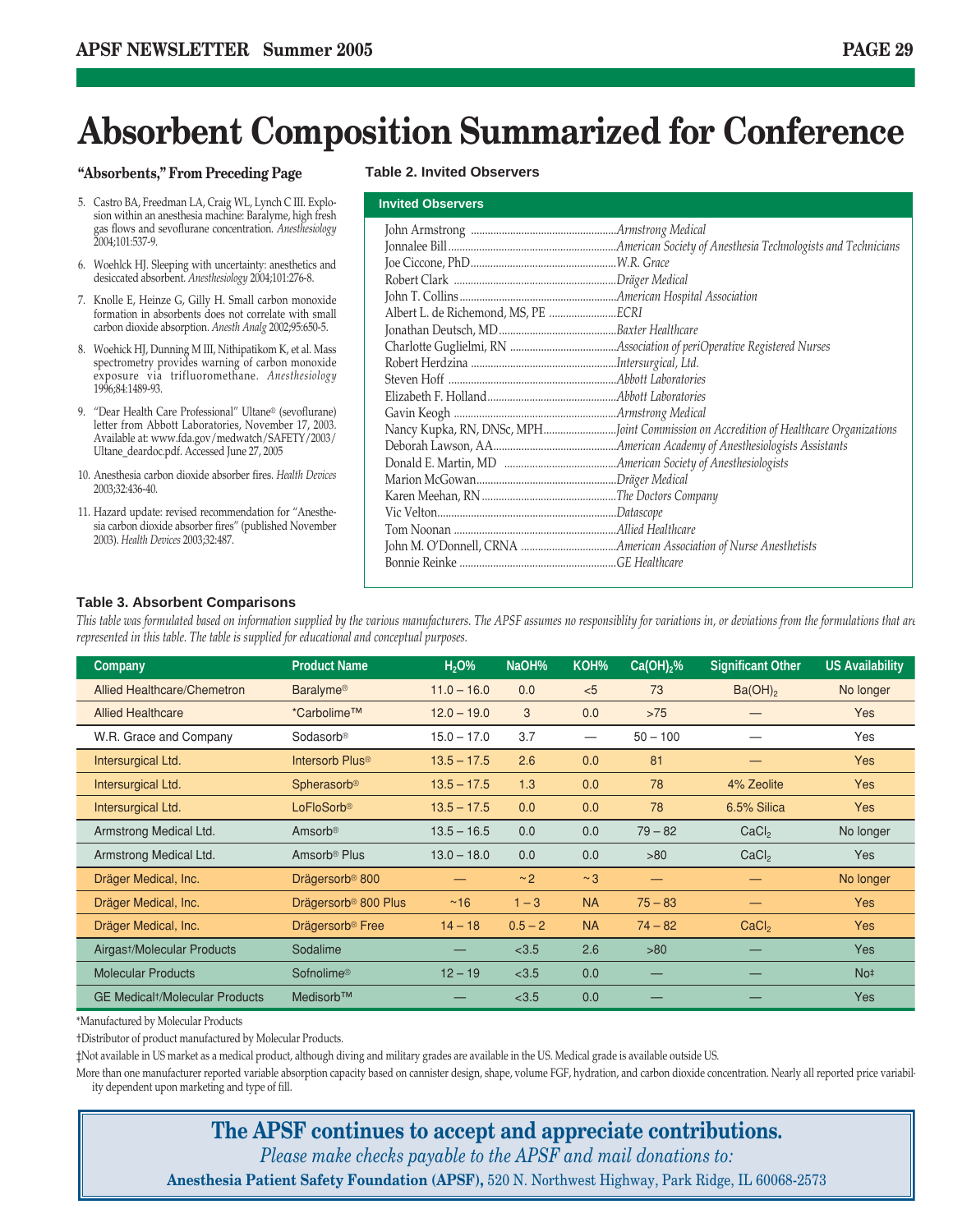# Absorbent Composition Summarized for Conference

### "Absorbents," From Preceding Page

5. Castro BA, Freedman LA, Craig WL, Lynch C III. Explosion within an anesthesia machine: Baralyme, high fresh gas flows and sevoflurane concentration. *Anesthesiology* 2004;101:537-9.
6. Woehlck HJ. Sleeping with uncertainty: anesthetics and desiccated absorbent. *Anesthesiology* 2004;101:276-8.
7. Knolle E, Heinze G, Gilly H. Small carbon monoxide formation in absorbents does not correlate with small carbon dioxide absorption. *Anesth Analg* 2002;95:650-5.
8. Woehick HJ, Dunning M III, Nithipatikom K, et al. Mass spectrometry provides warning of carbon monoxide exposure via trifluoromethane. *Anesthesiology* 1996;84:1489-93.
9. "Dear Health Care Professional" Ultane® (sevoflurane) letter from Abbott Laboratories, November 17, 2003. Available at: www.fda.gov/medwatch/SAFETY/2003/Ultane_deardoc.pdf. Accessed June 27, 2005
10. Anesthesia carbon dioxide absorber fires. *Health Devices* 2003;32:436-40.
11. Hazard update: revised recommendation for "Anesthesia carbon dioxide absorber fires" (published November 2003). *Health Devices* 2003;32:487.

**Table 2. Invited Observers**

| Invited Observers | |
|---|---|
| John Armstrong | *Armstrong Medical* |
| Jonnalee Bill | *American Society of Anesthesia Technologists and Technicians* |
| Joe Ciccone, PhD | *W.R. Grace* |
| Robert Clark | *Dräger Medical* |
| John T. Collins | *American Hospital Association* |
| Albert L. de Richemond, MS, PE | *ECRI* |
| Jonathan Deutsch, MD | *Baxter Healthcare* |
| Charlotte Guglielmi, RN | *Association of periOperative Registered Nurses* |
| Robert Herdzina | *Intersurgical, Ltd.* |
| Steven Hoff | *Abbott Laboratories* |
| Elizabeth F. Holland | *Abbott Laboratories* |
| Gavin Keogh | *Armstrong Medical* |
| Nancy Kupka, RN, DNSc, MPH | *Joint Commission on Accreditation of Healthcare Organizations* |
| Deborah Lawson, AA | *American Academy of Anesthesiologists Assistants* |
| Donald E. Martin, MD | *American Society of Anesthesiologists* |
| Marion McGowan | *Dräger Medical* |
| Karen Meehan, RN | *The Doctors Company* |
| Vic Velton | *Datascope* |
| Tom Noonan | *Allied Healthcare* |
| John M. O'Donnell, CRNA | *American Association of Nurse Anesthetists* |
| Bonnie Reinke | *GE Healthcare* |

**Table 3. Absorbent Comparisons**

*This table was formulated based on information supplied by the various manufacturers. The APSF assumes no responsiblity for variations in, or deviations from the formulations that are represented in this table. The table is supplied for educational and conceptual purposes.*

| Company | Product Name | $H_2O$% | NaOH% | KOH% | $Ca(OH)_2$% | Significant Other | US Availability |
|---|---|---|---|---|---|---|---|
| Allied Healthcare/Chemetron | Baralyme® | 11.0 – 16.0 | 0.0 | <5 | 73 | $Ba(OH)_2$ | No longer |
| Allied Healthcare | *Carbolime™ | 12.0 – 19.0 | 3 | 0.0 | >75 | — | Yes |
| W.R. Grace and Company | Sodasorb® | 15.0 – 17.0 | 3.7 | — | 50 – 100 | — | Yes |
| Intersurgical Ltd. | Intersorb Plus® | 13.5 – 17.5 | 2.6 | 0.0 | 81 | — | Yes |
| Intersurgical Ltd. | Spherasorb® | 13.5 – 17.5 | 1.3 | 0.0 | 78 | 4% Zeolite | Yes |
| Intersurgical Ltd. | LoFloSorb® | 13.5 – 17.5 | 0.0 | 0.0 | 78 | 6.5% Silica | Yes |
| Armstrong Medical Ltd. | Amsorb® | 13.5 – 16.5 | 0.0 | 0.0 | 79 – 82 | $CaCl_2$ | No longer |
| Armstrong Medical Ltd. | Amsorb® Plus | 13.0 – 18.0 | 0.0 | 0.0 | >80 | $CaCl_2$ | Yes |
| Dräger Medical, Inc. | Drägersorb® 800 | — | ~2 | ~3 | — | — | No longer |
| Dräger Medical, Inc. | Drägersorb® 800 Plus | ~16 | 1 – 3 | NA | 75 – 83 | — | Yes |
| Dräger Medical, Inc. | Drägersorb® Free | 14 – 18 | 0.5 – 2 | NA | 74 – 82 | $CaCl_2$ | Yes |
| Airgas†/Molecular Products | Sodalime | — | <3.5 | 2.6 | >80 | — | Yes |
| Molecular Products | Sofnolime® | 12 – 19 | <3.5 | 0.0 | — | — | No‡ |
| GE Medical†/Molecular Products | Medisorb™ | — | <3.5 | 0.0 | — | — | Yes |

*Manufactured by Molecular Products

†Distributor of product manufactured by Molecular Products.

‡Not available in US market as a medical product, although diving and military grades are available in the US. Medical grade is available outside US.

More than one manufacturer reported variable absorption capacity based on cannister design, shape, volume FGF, hydration, and carbon dioxide concentration. Nearly all reported price variability dependent upon marketing and type of fill.

**The APSF continues to accept and appreciate contributions.**

*Please make checks payable to the APSF and mail donations to:*

**Anesthesia Patient Safety Foundation (APSF),** 520 N. Northwest Highway, Park Ridge, IL 60068-2573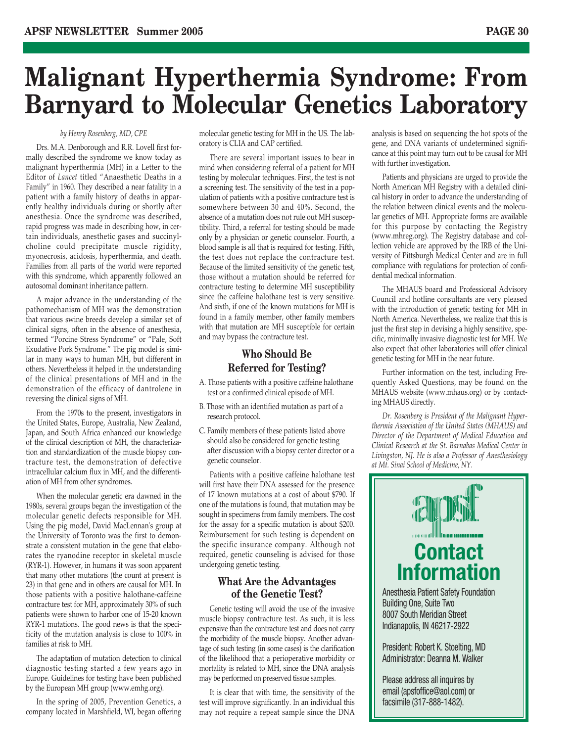# Malignant Hyperthermia Syndrome: From Barnyard to Molecular Genetics Laboratory

*by Henry Rosenberg, MD, CPE*

Drs. M.A. Denborough and R.R. Lovell first formally described the syndrome we know today as malignant hyperthermia (MH) in a Letter to the Editor of *Lancet* titled "Anaesthetic Deaths in a Family" in 1960. They described a near fatality in a patient with a family history of deaths in apparently healthy individuals during or shortly after anesthesia. Once the syndrome was described, rapid progress was made in describing how, in certain individuals, anesthetic gases and succinylcholine could precipitate muscle rigidity, myonecrosis, acidosis, hyperthermia, and death. Families from all parts of the world were reported with this syndrome, which apparently followed an autosomal dominant inheritance pattern.

A major advance in the understanding of the pathomechanism of MH was the demonstration that various swine breeds develop a similar set of clinical signs, often in the absence of anesthesia, termed "Porcine Stress Syndrome" or "Pale, Soft Exudative Pork Syndrome." The pig model is similar in many ways to human MH, but different in others. Nevertheless it helped in the understanding of the clinical presentations of MH and in the demonstration of the efficacy of dantrolene in reversing the clinical signs of MH.

From the 1970s to the present, investigators in the United States, Europe, Australia, New Zealand, Japan, and South Africa enhanced our knowledge of the clinical description of MH, the characterization and standardization of the muscle biopsy contracture test, the demonstration of defective intracellular calcium flux in MH, and the differentiation of MH from other syndromes.

When the molecular genetic era dawned in the 1980s, several groups began the investigation of the molecular genetic defects responsible for MH. Using the pig model, David MacLennan's group at the University of Toronto was the first to demonstrate a consistent mutation in the gene that elaborates the ryanodine receptor in skeletal muscle (RYR-1). However, in humans it was soon apparent that many other mutations (the count at present is 23) in that gene and in others are causal for MH. In those patients with a positive halothane-caffeine contracture test for MH, approximately 30% of such patients were shown to harbor one of 15-20 known RYR-1 mutations. The good news is that the specificity of the mutation analysis is close to 100% in families at risk to MH.

The adaptation of mutation detection to clinical diagnostic testing started a few years ago in Europe. Guidelines for testing have been published by the European MH group (www.emhg.org).

In the spring of 2005, Prevention Genetics, a company located in Marshfield, WI, began offering molecular genetic testing for MH in the US. The laboratory is CLIA and CAP certified.

There are several important issues to bear in mind when considering referral of a patient for MH testing by molecular techniques. First, the test is not a screening test. The sensitivity of the test in a population of patients with a positive contracture test is somewhere between 30 and 40%. Second, the absence of a mutation does not rule out MH susceptibility. Third, a referral for testing should be made only by a physician or genetic counselor. Fourth, a blood sample is all that is required for testing. Fifth, the test does not replace the contracture test. Because of the limited sensitivity of the genetic test, those without a mutation should be referred for contracture testing to determine MH susceptibility since the caffeine halothane test is very sensitive. And sixth, if one of the known mutations for MH is found in a family member, other family members with that mutation are MH susceptible for certain and may bypass the contracture test.

### Who Should Be Referred for Testing?

A. Those patients with a positive caffeine halothane test or a confirmed clinical episode of MH.

B. Those with an identified mutation as part of a research protocol.

C. Family members of these patients listed above should also be considered for genetic testing after discussion with a biopsy center director or a genetic counselor.

Patients with a positive caffeine halothane test will first have their DNA assessed for the presence of 17 known mutations at a cost of about $790. If one of the mutations is found, that mutation may be sought in specimens from family members. The cost for the assay for a specific mutation is about $200. Reimbursement for such testing is dependent on the specific insurance company. Although not required, genetic counseling is advised for those undergoing genetic testing.

### What Are the Advantages of the Genetic Test?

Genetic testing will avoid the use of the invasive muscle biopsy contracture test. As such, it is less expensive than the contracture test and does not carry the morbidity of the muscle biopsy. Another advantage of such testing (in some cases) is the clarification of the likelihood that a perioperative morbidity or mortality is related to MH, since the DNA analysis may be performed on preserved tissue samples.

It is clear that with time, the sensitivity of the test will improve significantly. In an individual this may not require a repeat sample since the DNA analysis is based on sequencing the hot spots of the gene, and DNA variants of undetermined significance at this point may turn out to be causal for MH with further investigation.

Patients and physicians are urged to provide the North American MH Registry with a detailed clinical history in order to advance the understanding of the relation between clinical events and the molecular genetics of MH. Appropriate forms are available for this purpose by contacting the Registry (www.mhreg.org). The Registry database and collection vehicle are approved by the IRB of the University of Pittsburgh Medical Center and are in full compliance with regulations for protection of confidential medical information.

The MHAUS board and Professional Advisory Council and hotline consultants are very pleased with the introduction of genetic testing for MH in North America. Nevertheless, we realize that this is just the first step in devising a highly sensitive, specific, minimally invasive diagnostic test for MH. We also expect that other laboratories will offer clinical genetic testing for MH in the near future.

Further information on the test, including Frequently Asked Questions, may be found on the MHAUS website (www.mhaus.org) or by contacting MHAUS directly.

*Dr. Rosenberg is President of the Malignant Hyperthermia Association of the United States (MHAUS) and Director of the Department of Medical Education and Clinical Research at the St. Barnabas Medical Center in Livingston, NJ. He is also a Professor of Anesthesiology at Mt. Sinai School of Medicine, NY.*

---

apsf

## Contact Information

Anesthesia Patient Safety Foundation
Building One, Suite Two
8007 South Meridian Street
Indianapolis, IN 46217-2922

President: Robert K. Stoelting, MD
Administrator: Deanna M. Walker

Please address all inquires by email (apsfoffice@aol.com) or facsimile (317-888-1482).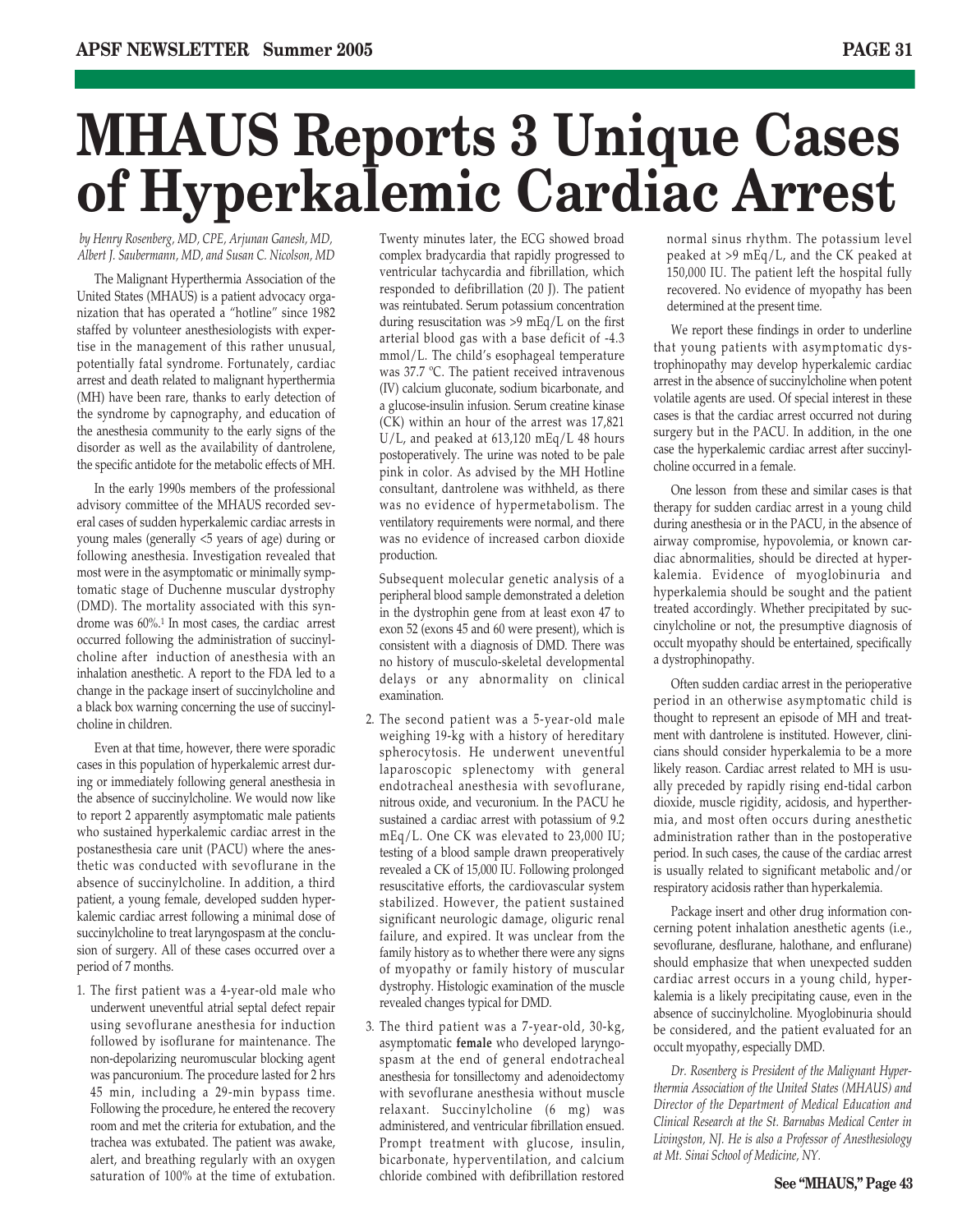# MHAUS Reports 3 Unique Cases of Hyperkalemic Cardiac Arrest

*by Henry Rosenberg, MD, CPE, Arjunan Ganesh, MD, Albert J. Saubermann, MD, and Susan C. Nicolson, MD*

The Malignant Hyperthermia Association of the United States (MHAUS) is a patient advocacy organization that has operated a "hotline" since 1982 staffed by volunteer anesthesiologists with expertise in the management of this rather unusual, potentially fatal syndrome. Fortunately, cardiac arrest and death related to malignant hyperthermia (MH) have been rare, thanks to early detection of the syndrome by capnography, and education of the anesthesia community to the early signs of the disorder as well as the availability of dantrolene, the specific antidote for the metabolic effects of MH.

In the early 1990s members of the professional advisory committee of the MHAUS recorded several cases of sudden hyperkalemic cardiac arrests in young males (generally <5 years of age) during or following anesthesia. Investigation revealed that most were in the asymptomatic or minimally symptomatic stage of Duchenne muscular dystrophy (DMD). The mortality associated with this syndrome was 60%.[1] In most cases, the cardiac arrest occurred following the administration of succinylcholine after induction of anesthesia with an inhalation anesthetic. A report to the FDA led to a change in the package insert of succinylcholine and a black box warning concerning the use of succinylcholine in children.

Even at that time, however, there were sporadic cases in this population of hyperkalemic arrest during or immediately following general anesthesia in the absence of succinylcholine. We would now like to report 2 apparently asymptomatic male patients who sustained hyperkalemic cardiac arrest in the postanesthesia care unit (PACU) where the anesthetic was conducted with sevoflurane in the absence of succinylcholine. In addition, a third patient, a young female, developed sudden hyperkalemic cardiac arrest following a minimal dose of succinylcholine to treat laryngospasm at the conclusion of surgery. All of these cases occurred over a period of 7 months.

1. The first patient was a 4-year-old male who underwent uneventful atrial septal defect repair using sevoflurane anesthesia for induction followed by isoflurane for maintenance. The non-depolarizing neuromuscular blocking agent was pancuronium. The procedure lasted for 2 hrs 45 min, including a 29-min bypass time. Following the procedure, he entered the recovery room and met the criteria for extubation, and the trachea was extubated. The patient was awake, alert, and breathing regularly with an oxygen saturation of 100% at the time of extubation. Twenty minutes later, the ECG showed broad complex bradycardia that rapidly progressed to ventricular tachycardia and fibrillation, which responded to defibrillation (20 J). The patient was reintubated. Serum potassium concentration during resuscitation was >9 mEq/L on the first arterial blood gas with a base deficit of -4.3 mmol/L. The child's esophageal temperature was 37.7 ºC. The patient received intravenous (IV) calcium gluconate, sodium bicarbonate, and a glucose-insulin infusion. Serum creatine kinase (CK) within an hour of the arrest was 17,821 U/L, and peaked at 613,120 mEq/L 48 hours postoperatively. The urine was noted to be pale pink in color. As advised by the MH Hotline consultant, dantrolene was withheld, as there was no evidence of hypermetabolism. The ventilatory requirements were normal, and there was no evidence of increased carbon dioxide production.

   Subsequent molecular genetic analysis of a peripheral blood sample demonstrated a deletion in the dystrophin gene from at least exon 47 to exon 52 (exons 45 and 60 were present), which is consistent with a diagnosis of DMD. There was no history of musculo-skeletal developmental delays or any abnormality on clinical examination.

2. The second patient was a 5-year-old male weighing 19-kg with a history of hereditary spherocytosis. He underwent uneventful laparoscopic splenectomy with general endotracheal anesthesia with sevoflurane, nitrous oxide, and vecuronium. In the PACU he sustained a cardiac arrest with potassium of 9.2 mEq/L. One CK was elevated to 23,000 IU; testing of a blood sample drawn preoperatively revealed a CK of 15,000 IU. Following prolonged resuscitative efforts, the cardiovascular system stabilized. However, the patient sustained significant neurologic damage, oliguric renal failure, and expired. It was unclear from the family history as to whether there were any signs of myopathy or family history of muscular dystrophy. Histologic examination of the muscle revealed changes typical for DMD.

3. The third patient was a 7-year-old, 30-kg, asymptomatic **female** who developed laryngospasm at the end of general endotracheal anesthesia for tonsillectomy and adenoidectomy with sevoflurane anesthesia without muscle relaxant. Succinylcholine (6 mg) was administered, and ventricular fibrillation ensued. Prompt treatment with glucose, insulin, bicarbonate, hyperventilation, and calcium chloride combined with defibrillation restored normal sinus rhythm. The potassium level peaked at >9 mEq/L, and the CK peaked at 150,000 IU. The patient left the hospital fully recovered. No evidence of myopathy has been determined at the present time.

We report these findings in order to underline that young patients with asymptomatic dystrophinopathy may develop hyperkalemic cardiac arrest in the absence of succinylcholine when potent volatile agents are used. Of special interest in these cases is that the cardiac arrest occurred not during surgery but in the PACU. In addition, in the one case the hyperkalemic cardiac arrest after succinylcholine occurred in a female.

One lesson from these and similar cases is that therapy for sudden cardiac arrest in a young child during anesthesia or in the PACU, in the absence of airway compromise, hypovolemia, or known cardiac abnormalities, should be directed at hyperkalemia. Evidence of myoglobinuria and hyperkalemia should be sought and the patient treated accordingly. Whether precipitated by succinylcholine or not, the presumptive diagnosis of occult myopathy should be entertained, specifically a dystrophinopathy.

Often sudden cardiac arrest in the perioperative period in an otherwise asymptomatic child is thought to represent an episode of MH and treatment with dantrolene is instituted. However, clinicians should consider hyperkalemia to be a more likely reason. Cardiac arrest related to MH is usually preceded by rapidly rising end-tidal carbon dioxide, muscle rigidity, acidosis, and hyperthermia, and most often occurs during anesthetic administration rather than in the postoperative period. In such cases, the cause of the cardiac arrest is usually related to significant metabolic and/or respiratory acidosis rather than hyperkalemia.

Package insert and other drug information concerning potent inhalation anesthetic agents (i.e., sevoflurane, desflurane, halothane, and enflurane) should emphasize that when unexpected sudden cardiac arrest occurs in a young child, hyperkalemia is a likely precipitating cause, even in the absence of succinylcholine. Myoglobinuria should be considered, and the patient evaluated for an occult myopathy, especially DMD.

*Dr. Rosenberg is President of the Malignant Hyperthermia Association of the United States (MHAUS) and Director of the Department of Medical Education and Clinical Research at the St. Barnabas Medical Center in Livingston, NJ. He is also a Professor of Anesthesiology at Mt. Sinai School of Medicine, NY.*

**See "MHAUS," Page 43**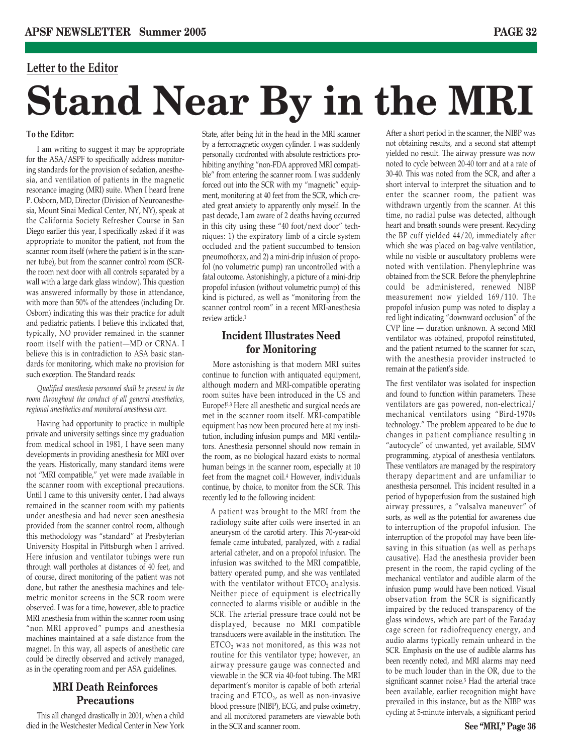## Letter to the Editor

# Stand Near By in the MRI

**To the Editor:**

I am writing to suggest it may be appropriate for the ASA/ASPF to specifically address monitoring standards for the provision of sedation, anesthesia, and ventilation of patients in the magnetic resonance imaging (MRI) suite. When I heard Irene P. Osborn, MD, Director (Division of Neuroanesthesia, Mount Sinai Medical Center, NY, NY), speak at the California Society Refresher Course in San Diego earlier this year, I specifically asked if it was appropriate to monitor the patient, not from the scanner room itself (where the patient is in the scanner tube), but from the scanner control room (SCR-the room next door with all controls separated by a wall with a large dark glass window). This question was answered informally by those in attendance, with more than 50% of the attendees (including Dr. Osborn) indicating this was their practice for adult and pediatric patients. I believe this indicated that, typically, NO provider remained in the scanner room itself with the patient—MD or CRNA. I believe this is in contradiction to ASA basic standards for monitoring, which make no provision for such exception. The Standard reads:

*Qualified anesthesia personnel shall be present in the room throughout the conduct of all general anesthetics, regional anesthetics and monitored anesthesia care.*

Having had opportunity to practice in multiple private and university settings since my graduation from medical school in 1981, I have seen many developments in providing anesthesia for MRI over the years. Historically, many standard items were not "MRI compatible," yet were made available in the scanner room with exceptional precautions. Until I came to this university center, I had always remained in the scanner room with my patients under anesthesia and had never seen anesthesia provided from the scanner control room, although this methodology was "standard" at Presbyterian University Hospital in Pittsburgh when I arrived. Here infusion and ventilator tubings were run through wall portholes at distances of 40 feet, and of course, direct monitoring of the patient was not done, but rather the anesthesia machines and telemetric monitor screens in the SCR room were observed. I was for a time, however, able to practice MRI anesthesia from within the scanner room using "non MRI approved" pumps and anesthesia machines maintained at a safe distance from the magnet. In this way, all aspects of anesthetic care could be directly observed and actively managed, as in the operating room and per ASA guidelines.

### MRI Death Reinforces Precautions

This all changed drastically in 2001, when a child died in the Westchester Medical Center in New York State, after being hit in the head in the MRI scanner by a ferromagnetic oxygen cylinder. I was suddenly personally confronted with absolute restrictions prohibiting anything "non-FDA approved MRI compatible" from entering the scanner room. I was suddenly forced out into the SCR with my "magnetic" equipment, monitoring at 40 feet from the SCR, which created great anxiety to apparently only myself. In the past decade, I am aware of 2 deaths having occurred in this city using these "40 foot/next door" techniques: 1) the expiratory limb of a circle system occluded and the patient succumbed to tension pneumothorax, and 2) a mini-drip infusion of propofol (no volumetric pump) ran uncontrolled with a fatal outcome. Astonishingly, a picture of a mini-drip propofol infusion (without volumetric pump) of this kind is pictured, as well as "monitoring from the scanner control room" in a recent MRI-anesthesia review article.[1]

### Incident Illustrates Need for Monitoring

More astonishing is that modern MRI suites continue to function with antiquated equipment, although modern and MRI-compatible operating room suites have been introduced in the US and Europe![2,3] Here all anesthetic and surgical needs are met in the scanner room itself. MRI-compatible equipment has now been procured here at my institution, including infusion pumps and MRI ventilators. Anesthesia personnel should now remain in the room, as no biological hazard exists to normal human beings in the scanner room, especially at 10 feet from the magnet coil.[4] However, individuals continue, by choice, to monitor from the SCR. This recently led to the following incident:

A patient was brought to the MRI from the radiology suite after coils were inserted in an aneurysm of the carotid artery. This 70-year-old female came intubated, paralyzed, with a radial arterial catheter, and on a propofol infusion. The infusion was switched to the MRI compatible, battery operated pump, and she was ventilated with the ventilator without $ETCO_2$ analysis. Neither piece of equipment is electrically connected to alarms visible or audible in the SCR. The arterial pressure trace could not be displayed, because no MRI compatible transducers were available in the institution. The $ETCO_2$ was not monitored, as this was not routine for this ventilator type; however, an airway pressure gauge was connected and viewable in the SCR via 40-foot tubing. The MRI department's monitor is capable of both arterial tracing and $ETCO_2$, as well as non-invasive blood pressure (NIBP), ECG, and pulse oximetry, and all monitored parameters are viewable both in the SCR and scanner room.

After a short period in the scanner, the NIBP was not obtaining results, and a second stat attempt yielded no result. The airway pressure was now noted to cycle between 20-40 torr and at a rate of 30-40. This was noted from the SCR, and after a short interval to interpret the situation and to enter the scanner room, the patient was withdrawn urgently from the scanner. At this time, no radial pulse was detected, although heart and breath sounds were present. Recycling the BP cuff yielded 44/20, immediately after which she was placed on bag-valve ventilation, while no visible or auscultatory problems were noted with ventilation. Phenylephrine was obtained from the SCR. Before the phenylephrine could be administered, renewed NIBP measurement now yielded 169/110. The propofol infusion pump was noted to display a red light indicating "downward occlusion" of the CVP line — duration unknown. A second MRI ventilator was obtained, propofol reinstituted, and the patient returned to the scanner for scan, with the anesthesia provider instructed to remain at the patient's side.

The first ventilator was isolated for inspection and found to function within parameters. These ventilators are gas powered, non-electrical/mechanical ventilators using "Bird-1970s technology." The problem appeared to be due to changes in patient compliance resulting in "autocycle" of unwanted, yet available, SIMV programming, atypical of anesthesia ventilators. These ventilators are managed by the respiratory therapy department and are unfamiliar to anesthesia personnel. This incident resulted in a period of hypoperfusion from the sustained high airway pressures, a "valsalva maneuver" of sorts, as well as the potential for awareness due to interruption of the propofol infusion. The interruption of the propofol may have been life-saving in this situation (as well as perhaps causative). Had the anesthesia provider been present in the room, the rapid cycling of the mechanical ventilator and audible alarm of the infusion pump would have been noticed. Visual observation from the SCR is significantly impaired by the reduced transparency of the glass windows, which are part of the Faraday cage screen for radiofrequency energy, and audio alarms typically remain unheard in the SCR. Emphasis on the use of audible alarms has been recently noted, and MRI alarms may need to be much louder than in the OR, due to the significant scanner noise.[5] Had the arterial trace been available, earlier recognition might have prevailed in this instance, but as the NIBP was cycling at 5-minute intervals, a significant period

**See "MRI," Page 36**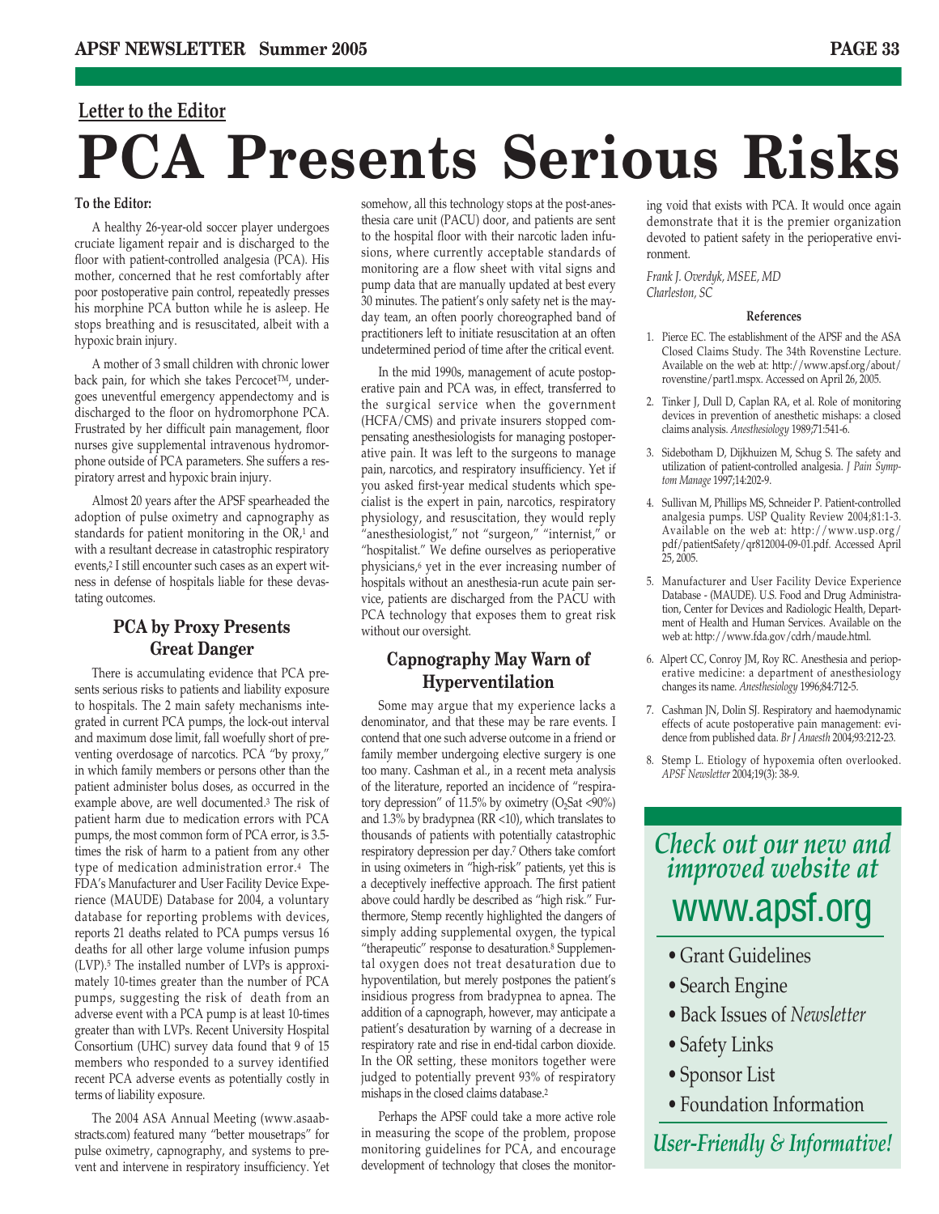## Letter to the Editor

# PCA Presents Serious Risks

**To the Editor:**

A healthy 26-year-old soccer player undergoes cruciate ligament repair and is discharged to the floor with patient-controlled analgesia (PCA). His mother, concerned that he rest comfortably after poor postoperative pain control, repeatedly presses his morphine PCA button while he is asleep. He stops breathing and is resuscitated, albeit with a hypoxic brain injury.

A mother of 3 small children with chronic lower back pain, for which she takes Percocet™, undergoes uneventful emergency appendectomy and is discharged to the floor on hydromorphone PCA. Frustrated by her difficult pain management, floor nurses give supplemental intravenous hydromorphone outside of PCA parameters. She suffers a respiratory arrest and hypoxic brain injury.

Almost 20 years after the APSF spearheaded the adoption of pulse oximetry and capnography as standards for patient monitoring in the OR,[1] and with a resultant decrease in catastrophic respiratory events,[2] I still encounter such cases as an expert witness in defense of hospitals liable for these devastating outcomes.

### PCA by Proxy Presents Great Danger

There is accumulating evidence that PCA presents serious risks to patients and liability exposure to hospitals. The 2 main safety mechanisms integrated in current PCA pumps, the lock-out interval and maximum dose limit, fall woefully short of preventing overdosage of narcotics. PCA "by proxy," in which family members or persons other than the patient administer bolus doses, as occurred in the example above, are well documented.[3] The risk of patient harm due to medication errors with PCA pumps, the most common form of PCA error, is 3.5-times the risk of harm to a patient from any other type of medication administration error.[4] The FDA's Manufacturer and User Facility Device Experience (MAUDE) Database for 2004, a voluntary database for reporting problems with devices, reports 21 deaths related to PCA pumps versus 16 deaths for all other large volume infusion pumps (LVP).[5] The installed number of LVPs is approximately 10-times greater than the number of PCA pumps, suggesting the risk of death from an adverse event with a PCA pump is at least 10-times greater than with LVPs. Recent University Hospital Consortium (UHC) survey data found that 9 of 15 members who responded to a survey identified recent PCA adverse events as potentially costly in terms of liability exposure.

The 2004 ASA Annual Meeting (www.asaabstracts.com) featured many "better mousetraps" for pulse oximetry, capnography, and systems to prevent and intervene in respiratory insufficiency. Yet somehow, all this technology stops at the post-anesthesia care unit (PACU) door, and patients are sent to the hospital floor with their narcotic laden infusions, where currently acceptable standards of monitoring are a flow sheet with vital signs and pump data that are manually updated at best every 30 minutes. The patient's only safety net is the mayday team, an often poorly choreographed band of practitioners left to initiate resuscitation at an often undetermined period of time after the critical event.

In the mid 1990s, management of acute postoperative pain and PCA was, in effect, transferred to the surgical service when the government (HCFA/CMS) and private insurers stopped compensating anesthesiologists for managing postoperative pain. It was left to the surgeons to manage pain, narcotics, and respiratory insufficiency. Yet if you asked first-year medical students which specialist is the expert in pain, narcotics, respiratory physiology, and resuscitation, they would reply "anesthesiologist," not "surgeon," "internist," or "hospitalist." We define ourselves as perioperative physicians,[6] yet in the ever increasing number of hospitals without an anesthesia-run acute pain service, patients are discharged from the PACU with PCA technology that exposes them to great risk without our oversight.

### Capnography May Warn of Hyperventilation

Some may argue that my experience lacks a denominator, and that these may be rare events. I contend that one such adverse outcome in a friend or family member undergoing elective surgery is one too many. Cashman et al., in a recent meta analysis of the literature, reported an incidence of "respiratory depression" of 11.5% by oximetry ($O_2$Sat <90%) and 1.3% by bradypnea (RR <10), which translates to thousands of patients with potentially catastrophic respiratory depression per day.[7] Others take comfort in using oximeters in "high-risk" patients, yet this is a deceptively ineffective approach. The first patient above could hardly be described as "high risk." Furthermore, Stemp recently highlighted the dangers of simply adding supplemental oxygen, the typical "therapeutic" response to desaturation.[8] Supplemental oxygen does not treat desaturation due to hypoventilation, but merely postpones the patient's insidious progress from bradypnea to apnea. The addition of a capnograph, however, may anticipate a patient's desaturation by warning of a decrease in respiratory rate and rise in end-tidal carbon dioxide. In the OR setting, these monitors together were judged to potentially prevent 93% of respiratory mishaps in the closed claims database.[2]

Perhaps the APSF could take a more active role in measuring the scope of the problem, propose monitoring guidelines for PCA, and encourage development of technology that closes the monitoring void that exists with PCA. It would once again demonstrate that it is the premier organization devoted to patient safety in the perioperative environment.

*Frank J. Overdyk, MSEE, MD*
*Charleston, SC*

#### References

1. Pierce EC. The establishment of the APSF and the ASA Closed Claims Study. The 34th Rovenstine Lecture. Available on the web at: http://www.apsf.org/about/rovenstine/part1.mspx. Accessed on April 26, 2005.
2. Tinker J, Dull D, Caplan RA, et al. Role of monitoring devices in prevention of anesthetic mishaps: a closed claims analysis. *Anesthesiology* 1989;71:541-6.
3. Sidebotham D, Dijkhuizen M, Schug S. The safety and utilization of patient-controlled analgesia. *J Pain Symptom Manage* 1997;14:202-9.
4. Sullivan M, Phillips MS, Schneider P. Patient-controlled analgesia pumps. USP Quality Review 2004;81:1-3. Available on the web at: http://www.usp.org/pdf/patientSafety/qr812004-09-01.pdf. Accessed April 25, 2005.
5. Manufacturer and User Facility Device Experience Database - (MAUDE). U.S. Food and Drug Administration, Center for Devices and Radiologic Health, Department of Health and Human Services. Available on the web at: http://www.fda.gov/cdrh/maude.html.
6. Alpert CC, Conroy JM, Roy RC. Anesthesia and perioperative medicine: a department of anesthesiology changes its name. *Anesthesiology* 1996;84:712-5.
7. Cashman JN, Dolin SJ. Respiratory and haemodynamic effects of acute postoperative pain management: evidence from published data. *Br J Anaesth* 2004;93:212-23.
8. Stemp L. Etiology of hypoxemia often overlooked. *APSF Newsletter* 2004;19(3): 38-9.

---

*Check out our new and improved website at*

**www.apsf.org**

- Grant Guidelines
- Search Engine
- Back Issues of *Newsletter*
- Safety Links
- Sponsor List
- Foundation Information

***User-Friendly & Informative!***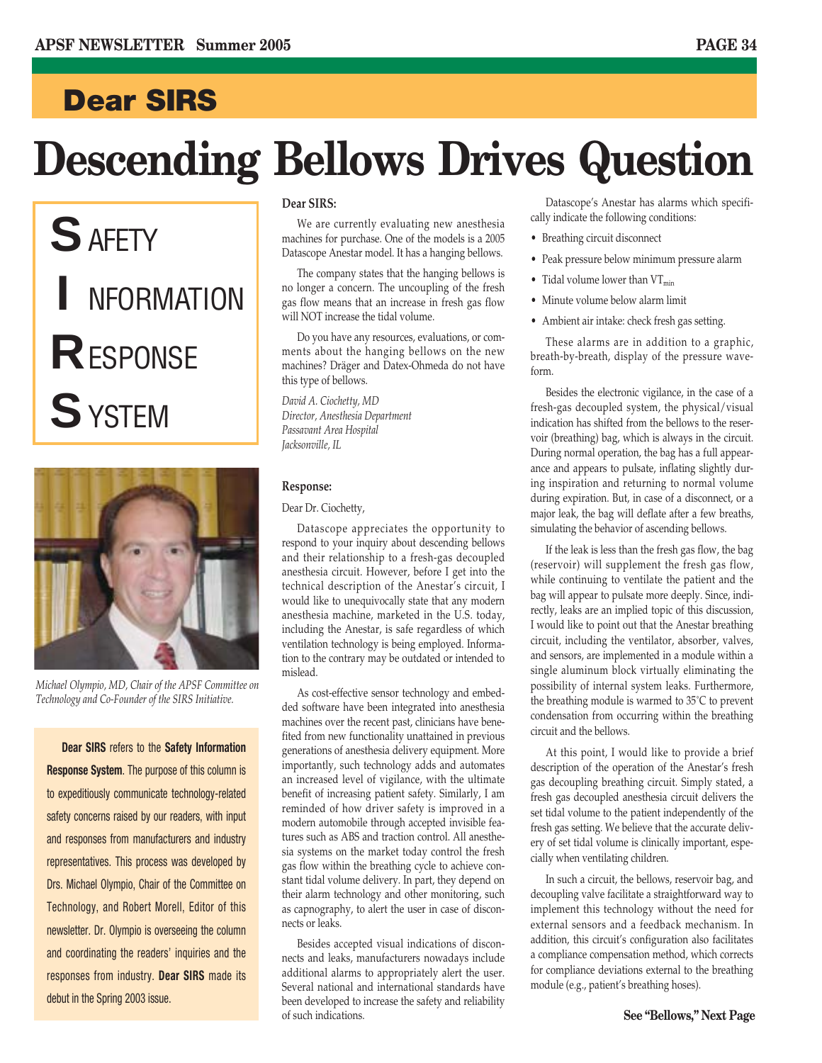## Dear SIRS

# Descending Bellows Drives Question

**S** AFETY

**I** NFORMATION

**R** ESPONSE

**S** YSTEM

*Michael Olympio, MD, Chair of the APSF Committee on Technology and Co-Founder of the SIRS Initiative.*

**Dear SIRS** refers to the **Safety Information Response System**. The purpose of this column is to expeditiously communicate technology-related safety concerns raised by our readers, with input and responses from manufacturers and industry representatives. This process was developed by Drs. Michael Olympio, Chair of the Committee on Technology, and Robert Morell, Editor of this newsletter. Dr. Olympio is overseeing the column and coordinating the readers' inquiries and the responses from industry. **Dear SIRS** made its debut in the Spring 2003 issue.

**Dear SIRS:**

We are currently evaluating new anesthesia machines for purchase. One of the models is a 2005 Datascope Anestar model. It has a hanging bellows.

The company states that the hanging bellows is no longer a concern. The uncoupling of the fresh gas flow means that an increase in fresh gas flow will NOT increase the tidal volume.

Do you have any resources, evaluations, or comments about the hanging bellows on the new machines? Dräger and Datex-Ohmeda do not have this type of bellows.

*David A. Ciochetty, MD*
*Director, Anesthesia Department*
*Passavant Area Hospital*
*Jacksonville, IL*

**Response:**

Dear Dr. Ciochetty,

Datascope appreciates the opportunity to respond to your inquiry about descending bellows and their relationship to a fresh-gas decoupled anesthesia circuit. However, before I get into the technical description of the Anestar's circuit, I would like to unequivocally state that any modern anesthesia machine, marketed in the U.S. today, including the Anestar, is safe regardless of which ventilation technology is being employed. Information to the contrary may be outdated or intended to mislead.

As cost-effective sensor technology and embedded software have been integrated into anesthesia machines over the recent past, clinicians have benefited from new functionality unattained in previous generations of anesthesia delivery equipment. More importantly, such technology adds and automates an increased level of vigilance, with the ultimate benefit of increasing patient safety. Similarly, I am reminded of how driver safety is improved in a modern automobile through accepted invisible features such as ABS and traction control. All anesthesia systems on the market today control the fresh gas flow within the breathing cycle to achieve constant tidal volume delivery. In part, they depend on their alarm technology and other monitoring, such as capnography, to alert the user in case of disconnects or leaks.

Besides accepted visual indications of disconnects and leaks, manufacturers nowadays include additional alarms to appropriately alert the user. Several national and international standards have been developed to increase the safety and reliability of such indications.

Datascope's Anestar has alarms which specifically indicate the following conditions:

- Breathing circuit disconnect
- Peak pressure below minimum pressure alarm
- Tidal volume lower than $VT_{min}$
- Minute volume below alarm limit
- Ambient air intake: check fresh gas setting.

These alarms are in addition to a graphic, breath-by-breath, display of the pressure waveform.

Besides the electronic vigilance, in the case of a fresh-gas decoupled system, the physical/visual indication has shifted from the bellows to the reservoir (breathing) bag, which is always in the circuit. During normal operation, the bag has a full appearance and appears to pulsate, inflating slightly during inspiration and returning to normal volume during expiration. But, in case of a disconnect, or a major leak, the bag will deflate after a few breaths, simulating the behavior of ascending bellows.

If the leak is less than the fresh gas flow, the bag (reservoir) will supplement the fresh gas flow, while continuing to ventilate the patient and the bag will appear to pulsate more deeply. Since, indirectly, leaks are an implied topic of this discussion, I would like to point out that the Anestar breathing circuit, including the ventilator, absorber, valves, and sensors, are implemented in a module within a single aluminum block virtually eliminating the possibility of internal system leaks. Furthermore, the breathing module is warmed to 35°C to prevent condensation from occurring within the breathing circuit and the bellows.

At this point, I would like to provide a brief description of the operation of the Anestar's fresh gas decoupling breathing circuit. Simply stated, a fresh gas decoupled anesthesia circuit delivers the set tidal volume to the patient independently of the fresh gas setting. We believe that the accurate delivery of set tidal volume is clinically important, especially when ventilating children.

In such a circuit, the bellows, reservoir bag, and decoupling valve facilitate a straightforward way to implement this technology without the need for external sensors and a feedback mechanism. In addition, this circuit's configuration also facilitates a compliance compensation method, which corrects for compliance deviations external to the breathing module (e.g., patient's breathing hoses).

**See "Bellows," Next Page**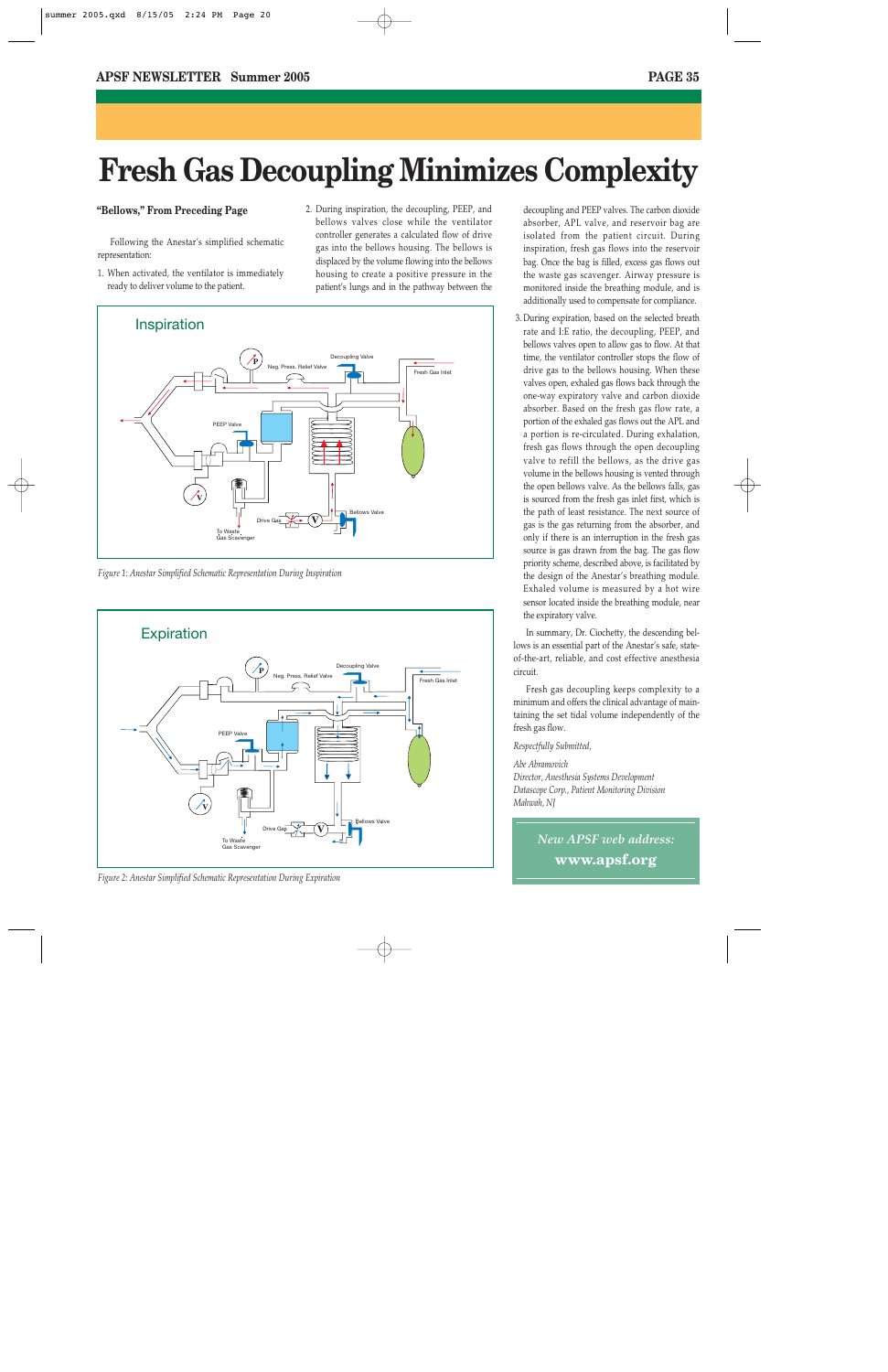# Fresh Gas Decoupling Minimizes Complexity

**"Bellows," From Preceding Page**

Following the Anestar's simplified schematic representation:

1. When activated, the ventilator is immediately ready to deliver volume to the patient.

2. During inspiration, the decoupling, PEEP, and bellows valves close while the ventilator controller generates a calculated flow of drive gas into the bellows housing. The bellows is displaced by the volume flowing into the bellows housing to create a positive pressure in the patient's lungs and in the pathway between the decoupling and PEEP valves. The carbon dioxide absorber, APL valve, and reservoir bag are isolated from the patient circuit. During inspiration, fresh gas flows into the reservoir bag. Once the bag is filled, excess gas flows out the waste gas scavenger. Airway pressure is monitored inside the breathing module, and is additionally used to compensate for compliance.

3. During expiration, based on the selected breath rate and I:E ratio, the decoupling, PEEP, and bellows valves open to allow gas to flow. At that time, the ventilator controller stops the flow of drive gas to the bellows housing. When these valves open, exhaled gas flows back through the one-way expiratory valve and carbon dioxide absorber. Based on the fresh gas flow rate, a portion of the exhaled gas flows out the APL and a portion is re-circulated. During exhalation, fresh gas flows through the open decoupling valve to refill the bellows, as the drive gas volume in the bellows housing is vented through the open bellows valve. As the bellows falls, gas is sourced from the fresh gas inlet first, which is the path of least resistance. The next source of gas is the gas returning from the absorber, and only if there is an interruption in the fresh gas source is gas drawn from the bag. The gas flow priority scheme, described above, is facilitated by the design of the Anestar's breathing module. Exhaled volume is measured by a hot wire sensor located inside the breathing module, near the expiratory valve.

Inspiration

Neg. Press. Relief Valve
Decoupling Valve
Fresh Gas Inlet
PEEP Valve
To Waste Gas Scavenger
Drive Gas
Bellows Valve

*Figure 1: Anestar Simplified Schematic Representation During Inspiration*

Expiration

Neg. Press. Relief Valve
Decoupling Valve
Fresh Gas Inlet
PEEP Valve
To Waste Gas Scavenger
Drive Gas
Bellows Valve

*Figure 2: Anestar Simplified Schematic Representation During Expiration*

In summary, Dr. Ciochetty, the descending bellows is an essential part of the Anestar's safe, state-of-the-art, reliable, and cost effective anesthesia circuit.

Fresh gas decoupling keeps complexity to a minimum and offers the clinical advantage of maintaining the set tidal volume independently of the fresh gas flow.

*Respectfully Submitted,*

*Abe Abramovich*
*Director, Anesthesia Systems Development*
*Datascope Corp., Patient Monitoring Division*
*Mahwah, NJ*

*New APSF web address:*
**www.apsf.org**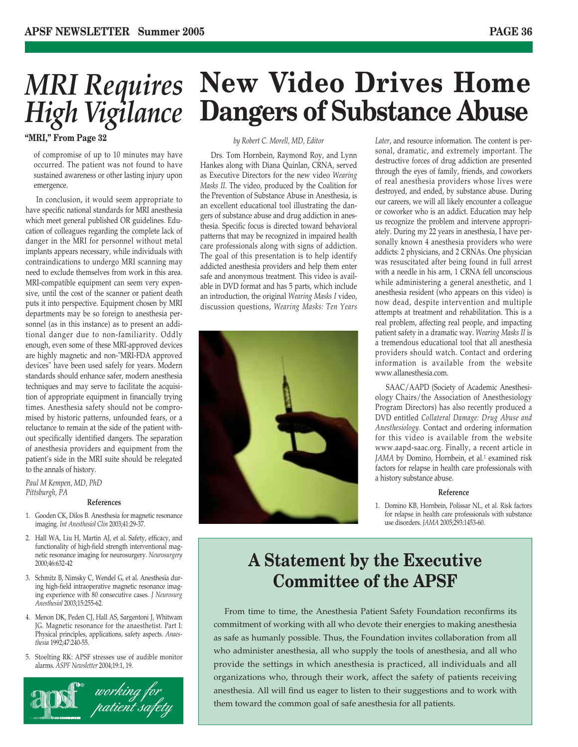# *MRI Requires High Vigilance*

**"MRI," From Page 32**

of compromise of up to 10 minutes may have occurred. The patient was not found to have sustained awareness or other lasting injury upon emergence.

In conclusion, it would seem appropriate to have specific national standards for MRI anesthesia which meet general published OR guidelines. Education of colleagues regarding the complete lack of danger in the MRI for personnel without metal implants appears necessary, while individuals with contraindications to undergo MRI scanning may need to exclude themselves from work in this area. MRI-compatible equipment can seem very expensive, until the cost of the scanner or patient death puts it into perspective. Equipment chosen by MRI departments may be so foreign to anesthesia personnel (as in this instance) as to present an additional danger due to non-familiarity. Oddly enough, even some of these MRI-approved devices are highly magnetic and non-"MRI-FDA approved devices" have been used safely for years. Modern standards should enhance safer, modern anesthesia techniques and may serve to facilitate the acquisition of appropriate equipment in financially trying times. Anesthesia safety should not be compromised by historic patterns, unfounded fears, or a reluctance to remain at the side of the patient without specifically identified dangers. The separation of anesthesia providers and equipment from the patient's side in the MRI suite should be relegated to the annals of history.

*Paul M Kempen, MD, PhD*
*Pittsburgh, PA*

**References**

1. Gooden CK, Dilos B. Anesthesia for magnetic resonance imaging. *Int Anesthesiol Clin* 2003;41:29-37.
2. Hall WA, Liu H, Martin AJ, et al. Safety, efficacy, and functionality of high-field strength interventional magnetic resonance imaging for neurosurgery. *Neurosurgery* 2000;46:632-42
3. Schmitz B, Nimsky C, Wendel G, et al. Anesthesia during high-field intraoperative magnetic resonance imaging experience with 80 consecutive cases. *J Neurosurg Anesthesiol* 2003;15:255-62.
4. Menon DK, Peden CJ, Hall AS, Sargentoni J, Whitwam JG. Magnetic resonance for the anaesthetist. Part I: Physical principles, applications, safety aspects. *Anaesthesia* 1992;47:240-55.
5. Stoelting RK: APSF stresses use of audible monitor alarms. *ASPF Newsletter* 2004;19:1, 19.

# New Video Drives Home Dangers of Substance Abuse

*by Robert C. Morell, MD, Editor*

Drs. Tom Hornbein, Raymond Roy, and Lynn Hankes along with Diana Quinlan, CRNA, served as Executive Directors for the new video *Wearing Masks II*. The video, produced by the Coalition for the Prevention of Substance Abuse in Anesthesia, is an excellent educational tool illustrating the dangers of substance abuse and drug addiction in anesthesia. Specific focus is directed toward behavioral patterns that may be recognized in impaired health care professionals along with signs of addiction. The goal of this presentation is to help identify addicted anesthesia providers and help them enter safe and anonymous treatment. This video is available in DVD format and has 5 parts, which include an introduction, the original *Wearing Masks I* video, discussion questions, *Wearing Masks: Ten Years Later*, and resource information. The content is personal, dramatic, and extremely important. The destructive forces of drug addiction are presented through the eyes of family, friends, and coworkers of real anesthesia providers whose lives were destroyed, and ended, by substance abuse. During our careers, we will all likely encounter a colleague or coworker who is an addict. Education may help us recognize the problem and intervene appropriately. During my 22 years in anesthesia, I have personally known 4 anesthesia providers who were addicts: 2 physicians, and 2 CRNAs. One physician was resuscitated after being found in full arrest with a needle in his arm, 1 CRNA fell unconscious while administering a general anesthetic, and 1 anesthesia resident (who appears on this video) is now dead, despite intervention and multiple attempts at treatment and rehabilitation. This is a real problem, affecting real people, and impacting patient safety in a dramatic way. *Wearing Masks II* is a tremendous educational tool that all anesthesia providers should watch. Contact and ordering information is available from the website www.allanesthesia.com.

SAAC/AAPD (Society of Academic Anesthesiology Chairs/the Association of Anesthesiology Program Directors) has also recently produced a DVD entitled *Collateral Damage: Drug Abuse and Anesthesiology*. Contact and ordering information for this video is available from the website www.aapd-saac.org. Finally, a recent article in *JAMA* by Domino, Hornbein, et al.[1] examined risk factors for relapse in health care professionals with a history substance abuse.

**Reference**

1. Domino KB, Hornbein, Polissar NL, et al. Risk factors for relapse in health care professionals with substance use disorders. *JAMA* 2005;293:1453-60.

## A Statement by the Executive Committee of the APSF

From time to time, the Anesthesia Patient Safety Foundation reconfirms its commitment of working with all who devote their energies to making anesthesia as safe as humanly possible. Thus, the Foundation invites collaboration from all who administer anesthesia, all who supply the tools of anesthesia, and all who provide the settings in which anesthesia is practiced, all individuals and all organizations who, through their work, affect the safety of patients receiving anesthesia. All will find us eager to listen to their suggestions and to work with them toward the common goal of safe anesthesia for all patients.

apsf *working for patient safety*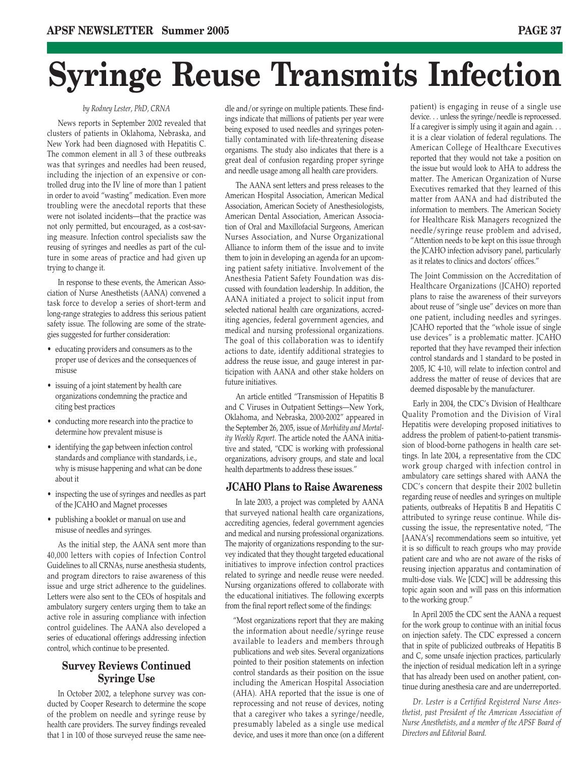# Syringe Reuse Transmits Infection

*by Rodney Lester, PhD, CRNA*

News reports in September 2002 revealed that clusters of patients in Oklahoma, Nebraska, and New York had been diagnosed with Hepatitis C. The common element in all 3 of these outbreaks was that syringes and needles had been reused, including the injection of an expensive or controlled drug into the IV line of more than 1 patient in order to avoid "wasting" medication. Even more troubling were the anecdotal reports that these were not isolated incidents—that the practice was not only permitted, but encouraged, as a cost-saving measure. Infection control specialists saw the reusing of syringes and needles as part of the culture in some areas of practice and had given up trying to change it.

In response to these events, the American Association of Nurse Anesthetists (AANA) convened a task force to develop a series of short-term and long-range strategies to address this serious patient safety issue. The following are some of the strategies suggested for further consideration:

- educating providers and consumers as to the proper use of devices and the consequences of misuse
- issuing of a joint statement by health care organizations condemning the practice and citing best practices
- conducting more research into the practice to determine how prevalent misuse is
- identifying the gap between infection control standards and compliance with standards, i.e., why is misuse happening and what can be done about it
- inspecting the use of syringes and needles as part of the JCAHO and Magnet processes
- publishing a booklet or manual on use and misuse of needles and syringes.

As the initial step, the AANA sent more than 40,000 letters with copies of Infection Control Guidelines to all CRNAs, nurse anesthesia students, and program directors to raise awareness of this issue and urge strict adherence to the guidelines. Letters were also sent to the CEOs of hospitals and ambulatory surgery centers urging them to take an active role in assuring compliance with infection control guidelines. The AANA also developed a series of educational offerings addressing infection control, which continue to be presented.

## Survey Reviews Continued Syringe Use

In October 2002, a telephone survey was conducted by Cooper Research to determine the scope of the problem on needle and syringe reuse by health care providers. The survey findings revealed that 1 in 100 of those surveyed reuse the same needle and/or syringe on multiple patients. These findings indicate that millions of patients per year were being exposed to used needles and syringes potentially contaminated with life-threatening disease organisms. The study also indicates that there is a great deal of confusion regarding proper syringe and needle usage among all health care providers.

The AANA sent letters and press releases to the American Hospital Association, American Medical Association, American Society of Anesthesiologists, American Dental Association, American Association of Oral and Maxillofacial Surgeons, American Nurses Association, and Nurse Organizational Alliance to inform them of the issue and to invite them to join in developing an agenda for an upcoming patient safety initiative. Involvement of the Anesthesia Patient Safety Foundation was discussed with foundation leadership. In addition, the AANA initiated a project to solicit input from selected national health care organizations, accrediting agencies, federal government agencies, and medical and nursing professional organizations. The goal of this collaboration was to identify actions to date, identify additional strategies to address the reuse issue, and gauge interest in participation with AANA and other stake holders on future initiatives.

An article entitled "Transmission of Hepatitis B and C Viruses in Outpatient Settings—New York, Oklahoma, and Nebraska, 2000-2002" appeared in the September 26, 2005, issue of *Morbidity and Mortality Weekly Report.* The article noted the AANA initiative and stated, "CDC is working with professional organizations, advisory groups, and state and local health departments to address these issues."

## JCAHO Plans to Raise Awareness

In late 2003, a project was completed by AANA that surveyed national health care organizations, accrediting agencies, federal government agencies and medical and nursing professional organizations. The majority of organizations responding to the survey indicated that they thought targeted educational initiatives to improve infection control practices related to syringe and needle reuse were needed. Nursing organizations offered to collaborate with the educational initiatives. The following excerpts from the final report reflect some of the findings:

> "Most organizations report that they are making the information about needle/syringe reuse available to leaders and members through publications and web sites. Several organizations pointed to their position statements on infection control standards as their position on the issue including the American Hospital Association (AHA). AHA reported that the issue is one of reprocessing and not reuse of devices, noting that a caregiver who takes a syringe/needle, presumably labeled as a single use medical device, and uses it more than once (on a different patient) is engaging in reuse of a single use device. . . unless the syringe/needle is reprocessed. If a caregiver is simply using it again and again. . . it is a clear violation of federal regulations. The American College of Healthcare Executives reported that they would not take a position on the issue but would look to AHA to address the matter. The American Organization of Nurse Executives remarked that they learned of this matter from AANA and had distributed the information to members. The American Society for Healthcare Risk Managers recognized the needle/syringe reuse problem and advised, "Attention needs to be kept on this issue through the JCAHO infection advisory panel, particularly as it relates to clinics and doctors' offices."
>
> The Joint Commission on the Accreditation of Healthcare Organizations (JCAHO) reported plans to raise the awareness of their surveyors about reuse of "single use" devices on more than one patient, including needles and syringes. JCAHO reported that the "whole issue of single use devices" is a problematic matter. JCAHO reported that they have revamped their infection control standards and 1 standard to be posted in 2005, IC 4-10, will relate to infection control and address the matter of reuse of devices that are deemed disposable by the manufacturer.

Early in 2004, the CDC's Division of Healthcare Quality Promotion and the Division of Viral Hepatitis were developing proposed initiatives to address the problem of patient-to-patient transmission of blood-borne pathogens in health care settings. In late 2004, a representative from the CDC work group charged with infection control in ambulatory care settings shared with AANA the CDC's concern that despite their 2002 bulletin regarding reuse of needles and syringes on multiple patients, outbreaks of Hepatitis B and Hepatitis C attributed to syringe reuse continue. While discussing the issue, the representative noted, "The [AANA's] recommendations seem so intuitive, yet it is so difficult to reach groups who may provide patient care and who are not aware of the risks of reusing injection apparatus and contamination of multi-dose vials. We [CDC] will be addressing this topic again soon and will pass on this information to the working group."

In April 2005 the CDC sent the AANA a request for the work group to continue with an initial focus on injection safety. The CDC expressed a concern that in spite of publicized outbreaks of Hepatitis B and C, some unsafe injection practices, particularly the injection of residual medication left in a syringe that has already been used on another patient, continue during anesthesia care and are underreported.

*Dr. Lester is a Certified Registered Nurse Anesthetist, past President of the American Association of Nurse Anesthetists, and a member of the APSF Board of Directors and Editorial Board.*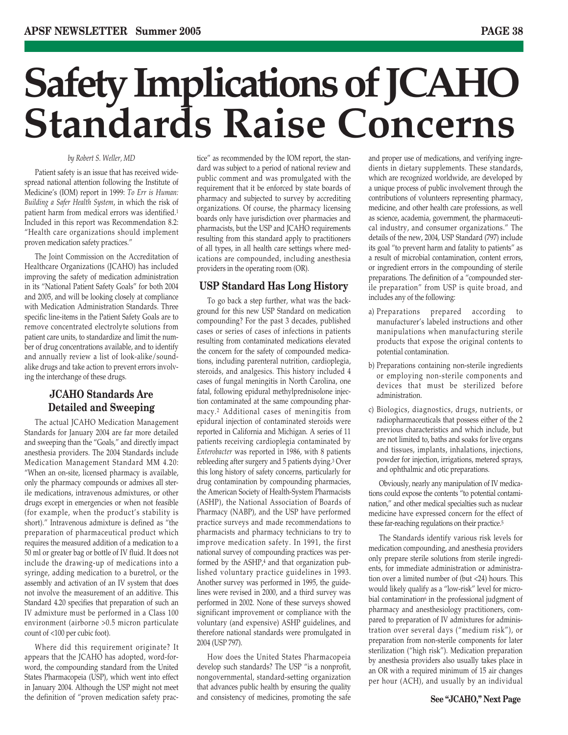# Safety Implications of JCAHO Standards Raise Concerns

*by Robert S. Weller, MD*

Patient safety is an issue that has received widespread national attention following the Institute of Medicine's (IOM) report in 1999: *To Err is Human: Building a Safer Health System*, in which the risk of patient harm from medical errors was identified.[1] Included in this report was Recommendation 8.2: "Health care organizations should implement proven medication safety practices."

The Joint Commission on the Accreditation of Healthcare Organizations (JCAHO) has included improving the safety of medication administration in its "National Patient Safety Goals" for both 2004 and 2005, and will be looking closely at compliance with Medication Administration Standards. Three specific line-items in the Patient Safety Goals are to remove concentrated electrolyte solutions from patient care units, to standardize and limit the number of drug concentrations available, and to identify and annually review a list of look-alike/sound-alike drugs and take action to prevent errors involving the interchange of these drugs.

## JCAHO Standards Are Detailed and Sweeping

The actual JCAHO Medication Management Standards for January 2004 are far more detailed and sweeping than the "Goals," and directly impact anesthesia providers. The 2004 Standards include Medication Management Standard MM 4.20: "When an on-site, licensed pharmacy is available, only the pharmacy compounds or admixes all sterile medications, intravenous admixtures, or other drugs except in emergencies or when not feasible (for example, when the product's stability is short)." Intravenous admixture is defined as "the preparation of pharmaceutical product which requires the measured addition of a medication to a 50 ml or greater bag or bottle of IV fluid. It does not include the drawing-up of medications into a syringe, adding medication to a buretrol, or the assembly and activation of an IV system that does not involve the measurement of an additive. This Standard 4.20 specifies that preparation of such an IV admixture must be performed in a Class 100 environment (airborne >0.5 micron particulate count of <100 per cubic foot).

Where did this requirement originate? It appears that the JCAHO has adopted, word-for-word, the compounding standard from the United States Pharmacopeia (USP), which went into effect in January 2004. Although the USP might not meet the definition of "proven medication safety practice" as recommended by the IOM report, the standard was subject to a period of national review and public comment and was promulgated with the requirement that it be enforced by state boards of pharmacy and subjected to survey by accrediting organizations. Of course, the pharmacy licensing boards only have jurisdiction over pharmacies and pharmacists, but the USP and JCAHO requirements resulting from this standard apply to practitioners of all types, in all health care settings where medications are compounded, including anesthesia providers in the operating room (OR).

## USP Standard Has Long History

To go back a step further, what was the background for this new USP Standard on medication compounding? For the past 3 decades, published cases or series of cases of infections in patients resulting from contaminated medications elevated the concern for the safety of compounded medications, including parenteral nutrition, cardioplegia, steroids, and analgesics. This history included 4 cases of fungal meningitis in North Carolina, one fatal, following epidural methylprednisolone injection contaminated at the same compounding pharmacy.[2] Additional cases of meningitis from epidural injection of contaminated steroids were reported in California and Michigan. A series of 11 patients receiving cardioplegia contaminated by *Enterobacter* was reported in 1986, with 8 patients rebleeding after surgery and 5 patients dying.[3] Over this long history of safety concerns, particularly for drug contamination by compounding pharmacies, the American Society of Health-System Pharmacists (ASHP), the National Association of Boards of Pharmacy (NABP), and the USP have performed practice surveys and made recommendations to pharmacists and pharmacy technicians to try to improve medication safety. In 1991, the first national survey of compounding practices was performed by the ASHP,[4] and that organization published voluntary practice guidelines in 1993. Another survey was performed in 1995, the guidelines were revised in 2000, and a third survey was performed in 2002. None of these surveys showed significant improvement or compliance with the voluntary (and expensive) ASHP guidelines, and therefore national standards were promulgated in 2004 (USP 797).

How does the United States Pharmacopeia develop such standards? The USP "is a nonprofit, nongovernmental, standard-setting organization that advances public health by ensuring the quality and consistency of medicines, promoting the safe and proper use of medications, and verifying ingredients in dietary supplements. These standards, which are recognized worldwide, are developed by a unique process of public involvement through the contributions of volunteers representing pharmacy, medicine, and other health care professions, as well as science, academia, government, the pharmaceutical industry, and consumer organizations." The details of the new, 2004, USP Standard (797) include its goal "to prevent harm and fatality to patients" as a result of microbial contamination, content errors, or ingredient errors in the compounding of sterile preparations. The definition of a "compounded sterile preparation" from USP is quite broad, and includes any of the following:

a) Preparations prepared according to manufacturer's labeled instructions and other manipulations when manufacturing sterile products that expose the original contents to potential contamination.

b) Preparations containing non-sterile ingredients or employing non-sterile components and devices that must be sterilized before administration.

c) Biologics, diagnostics, drugs, nutrients, or radiopharmaceuticals that possess either of the 2 previous characteristics and which include, but are not limited to, baths and soaks for live organs and tissues, implants, inhalations, injections, powder for injection, irrigations, metered sprays, and ophthalmic and otic preparations.

Obviously, nearly any manipulation of IV medications could expose the contents "to potential contamination," and other medical specialties such as nuclear medicine have expressed concern for the effect of these far-reaching regulations on their practice.[5]

The Standards identify various risk levels for medication compounding, and anesthesia providers only prepare sterile solutions from sterile ingredients, for immediate administration or administration over a limited number of (but <24) hours. This would likely qualify as a "low-risk" level for microbial contamination[6] in the professional judgment of pharmacy and anesthesiology practitioners, compared to preparation of IV admixtures for administration over several days ("medium risk"), or preparation from non-sterile components for later sterilization ("high risk"). Medication preparation by anesthesia providers also usually takes place in an OR with a required minimum of 15 air changes per hour (ACH), and usually by an individual

See "JCAHO," Next Page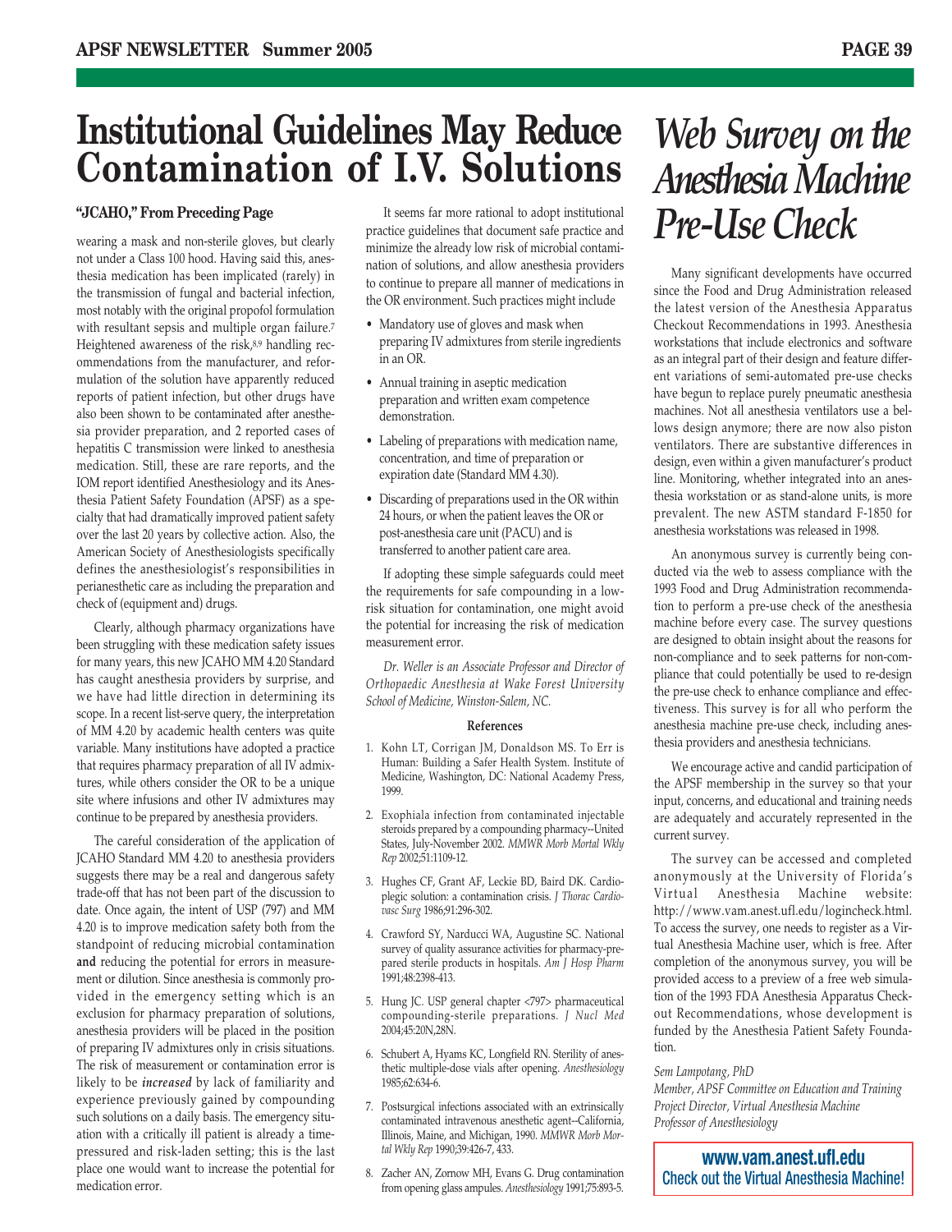# Institutional Guidelines May Reduce Contamination of I.V. Solutions

**"JCAHO," From Preceding Page**

wearing a mask and non-sterile gloves, but clearly not under a Class 100 hood. Having said this, anesthesia medication has been implicated (rarely) in the transmission of fungal and bacterial infection, most notably with the original propofol formulation with resultant sepsis and multiple organ failure.[7] Heightened awareness of the risk,[8,9] handling recommendations from the manufacturer, and reformulation of the solution have apparently reduced reports of patient infection, but other drugs have also been shown to be contaminated after anesthesia provider preparation, and 2 reported cases of hepatitis C transmission were linked to anesthesia medication. Still, these are rare reports, and the IOM report identified Anesthesiology and its Anesthesia Patient Safety Foundation (APSF) as a specialty that had dramatically improved patient safety over the last 20 years by collective action. Also, the American Society of Anesthesiologists specifically defines the anesthesiologist's responsibilities in perianesthetic care as including the preparation and check of (equipment and) drugs.

Clearly, although pharmacy organizations have been struggling with these medication safety issues for many years, this new JCAHO MM 4.20 Standard has caught anesthesia providers by surprise, and we have had little direction in determining its scope. In a recent list-serve query, the interpretation of MM 4.20 by academic health centers was quite variable. Many institutions have adopted a practice that requires pharmacy preparation of all IV admixtures, while others consider the OR to be a unique site where infusions and other IV admixtures may continue to be prepared by anesthesia providers.

The careful consideration of the application of JCAHO Standard MM 4.20 to anesthesia providers suggests there may be a real and dangerous safety trade-off that has not been part of the discussion to date. Once again, the intent of USP (797) and MM 4.20 is to improve medication safety both from the standpoint of reducing microbial contamination **and** reducing the potential for errors in measurement or dilution. Since anesthesia is commonly provided in the emergency setting which is an exclusion for pharmacy preparation of solutions, anesthesia providers will be placed in the position of preparing IV admixtures only in crisis situations. The risk of measurement or contamination error is likely to be ***increased*** by lack of familiarity and experience previously gained by compounding such solutions on a daily basis. The emergency situation with a critically ill patient is already a time-pressured and risk-laden setting; this is the last place one would want to increase the potential for medication error.

It seems far more rational to adopt institutional practice guidelines that document safe practice and minimize the already low risk of microbial contamination of solutions, and allow anesthesia providers to continue to prepare all manner of medications in the OR environment. Such practices might include

- Mandatory use of gloves and mask when preparing IV admixtures from sterile ingredients in an OR.
- Annual training in aseptic medication preparation and written exam competence demonstration.
- Labeling of preparations with medication name, concentration, and time of preparation or expiration date (Standard MM 4.30).
- Discarding of preparations used in the OR within 24 hours, or when the patient leaves the OR or post-anesthesia care unit (PACU) and is transferred to another patient care area.

If adopting these simple safeguards could meet the requirements for safe compounding in a low-risk situation for contamination, one might avoid the potential for increasing the risk of medication measurement error.

*Dr. Weller is an Associate Professor and Director of Orthopaedic Anesthesia at Wake Forest University School of Medicine, Winston-Salem, NC.*

#### References

1. Kohn LT, Corrigan JM, Donaldson MS. To Err is Human: Building a Safer Health System. Institute of Medicine, Washington, DC: National Academy Press, 1999.
2. Exophiala infection from contaminated injectable steroids prepared by a compounding pharmacy--United States, July-November 2002. *MMWR Morb Mortal Wkly Rep* 2002;51:1109-12.
3. Hughes CF, Grant AF, Leckie BD, Baird DK. Cardioplegic solution: a contamination crisis. *J Thorac Cardiovasc Surg* 1986;91:296-302.
4. Crawford SY, Narducci WA, Augustine SC. National survey of quality assurance activities for pharmacy-prepared sterile products in hospitals. *Am J Hosp Pharm* 1991;48:2398-413.
5. Hung JC. USP general chapter <797> pharmaceutical compounding-sterile preparations. *J Nucl Med* 2004;45:20N,28N.
6. Schubert A, Hyams KC, Longfield RN. Sterility of anesthetic multiple-dose vials after opening. *Anesthesiology* 1985;62:634-6.
7. Postsurgical infections associated with an extrinsically contaminated intravenous anesthetic agent--California, Illinois, Maine, and Michigan, 1990. *MMWR Morb Mortal Wkly Rep* 1990;39:426-7, 433.
8. Zacher AN, Zornow MH, Evans G. Drug contamination from opening glass ampules. *Anesthesiology* 1991;75:893-5.

# *Web Survey on the Anesthesia Machine Pre-Use Check*

Many significant developments have occurred since the Food and Drug Administration released the latest version of the Anesthesia Apparatus Checkout Recommendations in 1993. Anesthesia workstations that include electronics and software as an integral part of their design and feature different variations of semi-automated pre-use checks have begun to replace purely pneumatic anesthesia machines. Not all anesthesia ventilators use a bellows design anymore; there are now also piston ventilators. There are substantive differences in design, even within a given manufacturer's product line. Monitoring, whether integrated into an anesthesia workstation or as stand-alone units, is more prevalent. The new ASTM standard F-1850 for anesthesia workstations was released in 1998.

An anonymous survey is currently being conducted via the web to assess compliance with the 1993 Food and Drug Administration recommendation to perform a pre-use check of the anesthesia machine before every case. The survey questions are designed to obtain insight about the reasons for non-compliance and to seek patterns for non-compliance that could potentially be used to re-design the pre-use check to enhance compliance and effectiveness. This survey is for all who perform the anesthesia machine pre-use check, including anesthesia providers and anesthesia technicians.

We encourage active and candid participation of the APSF membership in the survey so that your input, concerns, and educational and training needs are adequately and accurately represented in the current survey.

The survey can be accessed and completed anonymously at the University of Florida's Virtual Anesthesia Machine website: http://www.vam.anest.ufl.edu/logincheck.html. To access the survey, one needs to register as a Virtual Anesthesia Machine user, which is free. After completion of the anonymous survey, you will be provided access to a preview of a free web simulation of the 1993 FDA Anesthesia Apparatus Checkout Recommendations, whose development is funded by the Anesthesia Patient Safety Foundation.

*Sem Lampotang, PhD*
*Member, APSF Committee on Education and Training*
*Project Director, Virtual Anesthesia Machine*
*Professor of Anesthesiology*

**www.vam.anest.ufl.edu**
Check out the Virtual Anesthesia Machine!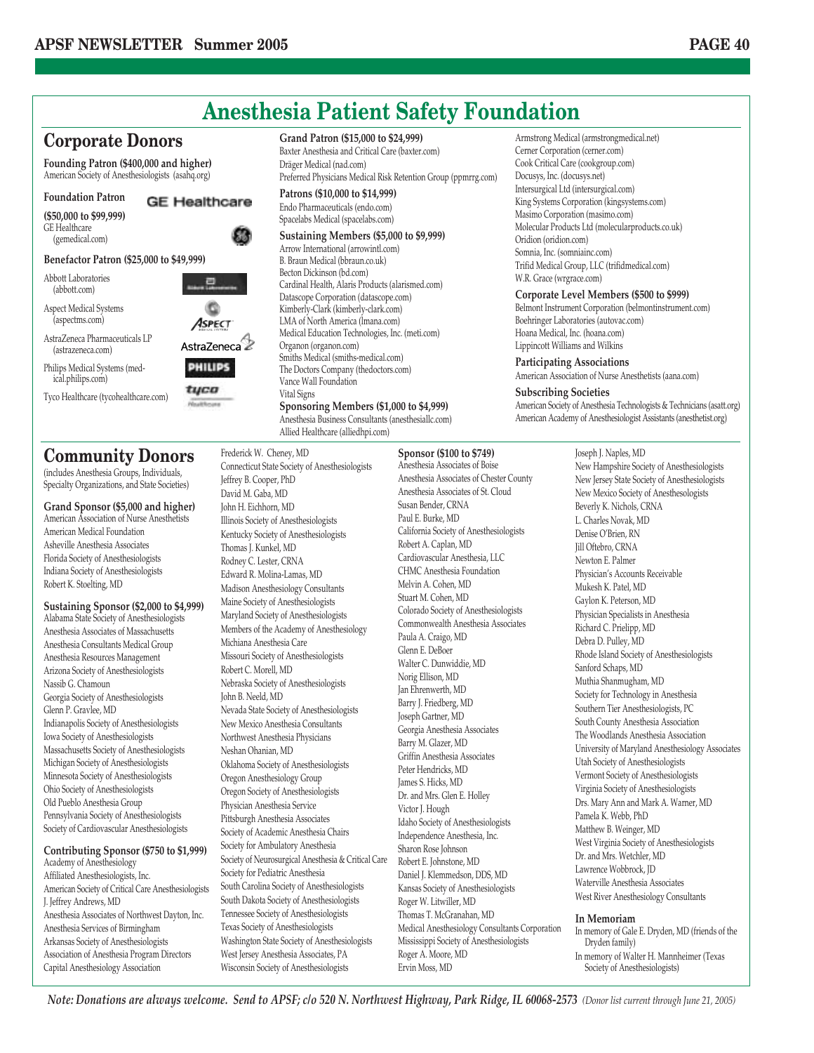# Anesthesia Patient Safety Foundation

## Corporate Donors

**Founding Patron ($400,000 and higher)**
American Society of Anesthesiologists (asahq.org)

**Foundation Patron ($50,000 to $99,999)**
GE Healthcare (gemedical.com)

**Benefactor Patron ($25,000 to $49,999)**
Abbott Laboratories (abbott.com)
Aspect Medical Systems (aspectms.com)
AstraZeneca Pharmaceuticals LP (astrazeneca.com)
Philips Medical Systems (medical.philips.com)
Tyco Healthcare (tycohealthcare.com)

**Grand Patron ($15,000 to $24,999)**
Baxter Anesthesia and Critical Care (baxter.com)
Dräger Medical (nad.com)
Preferred Physicians Medical Risk Retention Group (ppmrrg.com)

**Patrons ($10,000 to $14,999)**
Endo Pharmaceuticals (endo.com)
Spacelabs Medical (spacelabs.com)

**Sustaining Members ($5,000 to $9,999)**
Arrow International (arrowintl.com)
B. Braun Medical (bbraun.co.uk)
Becton Dickinson (bd.com)
Cardinal Health, Alaris Products (alarismed.com)
Datascope Corporation (datascope.com)
Kimberly-Clark (kimberly-clark.com)
LMA of North America (lmana.com)
Medical Education Technologies, Inc. (meti.com)
Organon (organon.com)
Smiths Medical (smiths-medical.com)
The Doctors Company (thedoctors.com)
Vance Wall Foundation
Vital Signs

**Sponsoring Members ($1,000 to $4,999)**
Anesthesia Business Consultants (anesthesiallc.com)
Allied Healthcare (alliedhpi.com)
Armstrong Medical (armstrongmedical.net)
Cerner Corporation (cerner.com)
Cook Critical Care (cookgroup.com)
Docusys, Inc. (docusys.net)
Intersurgical Ltd (intersurgical.com)
King Systems Corporation (kingsystems.com)
Masimo Corporation (masimo.com)
Molecular Products Ltd (molecularproducts.co.uk)
Oridion (oridion.com)
Somnia, Inc. (somniainc.com)
Trifid Medical Group, LLC (trifidmedical.com)
W.R. Grace (wrgrace.com)

**Corporate Level Members ($500 to $999)**
Belmont Instrument Corporation (belmontinstrument.com)
Boehringer Laboratories (autovac.com)
Hoana Medical, Inc. (hoana.com)
Lippincott Williams and Wilkins

**Participating Associations**
American Association of Nurse Anesthetists (aana.com)

**Subscribing Societies**
American Society of Anesthesia Technologists & Technicians (asatt.org)
American Academy of Anesthesiologist Assistants (anesthetist.org)

## Community Donors

(includes Anesthesia Groups, Individuals, Specialty Organizations, and State Societies)

**Grand Sponsor ($5,000 and higher)**
American Association of Nurse Anesthetists
American Medical Foundation
Asheville Anesthesia Associates
Florida Society of Anesthesiologists
Indiana Society of Anesthesiologists
Robert K. Stoelting, MD

**Sustaining Sponsor ($2,000 to $4,999)**
Alabama State Society of Anesthesiologists
Anesthesia Associates of Massachusetts
Anesthesia Consultants Medical Group
Anesthesia Resources Management
Arizona Society of Anesthesiologists
Nassib G. Chamoun
Georgia Society of Anesthesiologists
Glenn P. Gravlee, MD
Indianapolis Society of Anesthesiologists
Iowa Society of Anesthesiologists
Massachusetts Society of Anesthesiologists
Michigan Society of Anesthesiologists
Minnesota Society of Anesthesiologists
Ohio Society of Anesthesiologists
Old Pueblo Anesthesia Group
Pennsylvania Society of Anesthesiologists
Society of Cardiovascular Anesthesiologists

**Contributing Sponsor ($750 to $1,999)**
Academy of Anesthesiology
Affiliated Anesthesiologists, Inc.
American Society of Critical Care Anesthesiologists
J. Jeffrey Andrews, MD
Anesthesia Associates of Northwest Dayton, Inc.
Anesthesia Services of Birmingham
Arkansas Society of Anesthesiologists
Association of Anesthesia Program Directors
Capital Anesthesiology Association
Frederick W. Cheney, MD
Connecticut State Society of Anesthesiologists
Jeffrey B. Cooper, PhD
David M. Gaba, MD
John H. Eichhorn, MD
Illinois Society of Anesthesiologists
Kentucky Society of Anesthesiologists
Thomas J. Kunkel, MD
Rodney C. Lester, CRNA
Edward R. Molina-Lamas, MD
Madison Anesthesiology Consultants
Maine Society of Anesthesiologists
Maryland Society of Anesthesiologists
Members of the Academy of Anesthesiology
Michiana Anesthesia Care
Missouri Society of Anesthesiologists
Robert C. Morell, MD
Nebraska Society of Anesthesiologists
John B. Neeld, MD
Nevada State Society of Anesthesiologists
New Mexico Anesthesia Consultants
Northwest Anesthesia Physicians
Neshan Ohanian, MD
Oklahoma Society of Anesthesiologists
Oregon Anesthesiology Group
Oregon Society of Anesthesiologists
Physician Anesthesia Service
Pittsburgh Anesthesia Associates
Society of Academic Anesthesia Chairs
Society for Ambulatory Anesthesia
Society of Neurosurgical Anesthesia & Critical Care
Society for Pediatric Anesthesia
South Carolina Society of Anesthesiologists
South Dakota Society of Anesthesiologists
Tennessee Society of Anesthesiologists
Texas Society of Anesthesiologists
Washington State Society of Anesthesiologists
West Jersey Anesthesia Associates, PA
Wisconsin Society of Anesthesiologists

**Sponsor ($100 to $749)**
Anesthesia Associates of Boise
Anesthesia Associates of Chester County
Anesthesia Associates of St. Cloud
Susan Bender, CRNA
Paul E. Burke, MD
California Society of Anesthesiologists
Robert A. Caplan, MD
Cardiovascular Anesthesia, LLC
CHMC Anesthesia Foundation
Melvin A. Cohen, MD
Stuart M. Cohen, MD
Colorado Society of Anesthesiologists
Commonwealth Anesthesia Associates
Paula A. Craigo, MD
Glenn E. DeBoer
Walter C. Dunwiddie, MD
Norig Ellison, MD
Jan Ehrenwerth, MD
Barry J. Friedberg, MD
Joseph Gartner, MD
Georgia Anesthesia Associates
Barry M. Glazer, MD
Griffin Anesthesia Associates
Peter Hendricks, MD
James S. Hicks, MD
Dr. and Mrs. Glen E. Holley
Victor J. Hough
Idaho Society of Anesthesiologists
Independence Anesthesia, Inc.
Sharon Rose Johnson
Robert E. Johnstone, MD
Daniel J. Klemmedson, DDS, MD
Kansas Society of Anesthesiologists
Roger W. Litwiller, MD
Thomas T. McGranahan, MD
Medical Anesthesiology Consultants Corporation
Mississippi Society of Anesthesiologists
Roger A. Moore, MD
Ervin Moss, MD
Joseph J. Naples, MD
New Hampshire Society of Anesthesiologists
New Jersey State Society of Anesthesiologists
New Mexico Society of Anesthesiologists
Beverly K. Nichols, CRNA
L. Charles Novak, MD
Denise O'Brien, RN
Jill Oftebro, CRNA
Newton E. Palmer
Physician's Accounts Receivable
Mukesh K. Patel, MD
Gaylon K. Peterson, MD
Physician Specialists in Anesthesia
Richard C. Prielipp, MD
Debra D. Pulley, MD
Rhode Island Society of Anesthesiologists
Sanford Schaps, MD
Muthia Shanmugham, MD
Society for Technology in Anesthesia
Southern Tier Anesthesiologists, PC
South County Anesthesia Association
The Woodlands Anesthesia Association
University of Maryland Anesthesiology Associates
Utah Society of Anesthesiologists
Vermont Society of Anesthesiologists
Virginia Society of Anesthesiologists
Drs. Mary Ann and Mark A. Warner, MD
Pamela K. Webb, PhD
Matthew B. Weinger, MD
West Virginia Society of Anesthesiologists
Dr. and Mrs. Wetchler, MD
Lawrence Wobbrock, JD
Waterville Anesthesia Associates
West River Anesthesiology Consultants

**In Memoriam**
In memory of Gale E. Dryden, MD (friends of the Dryden family)
In memory of Walter H. Mannheimer (Texas Society of Anesthesiologists)

*Note: Donations are always welcome. Send to APSF; c/o 520 N. Northwest Highway, Park Ridge, IL 60068-2573 (Donor list current through June 21, 2005)*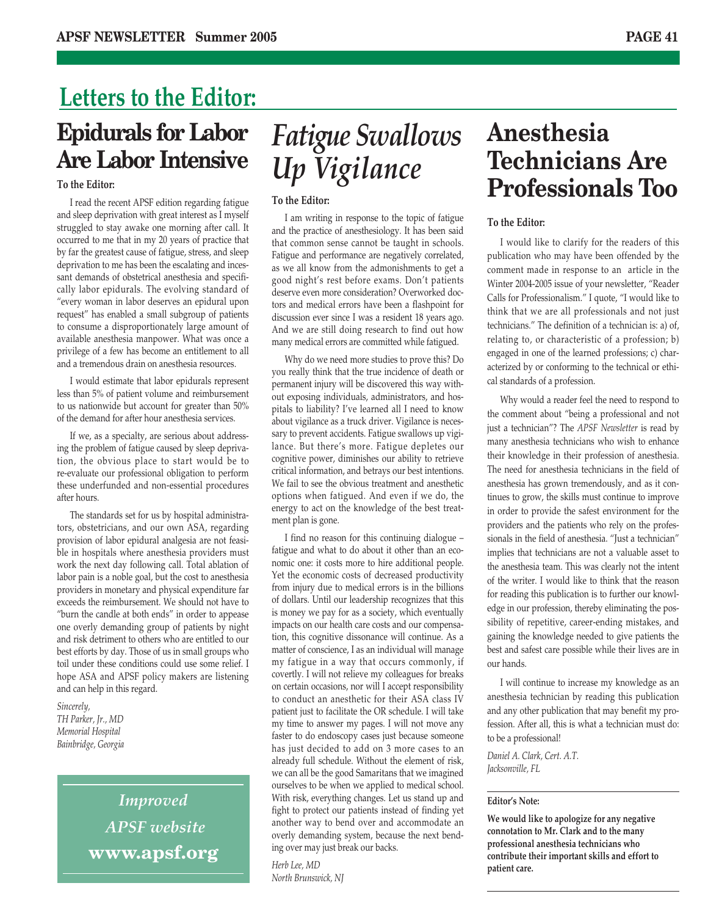# Letters to the Editor:

## Epidurals for Labor Are Labor Intensive

**To the Editor:**

I read the recent APSF edition regarding fatigue and sleep deprivation with great interest as I myself struggled to stay awake one morning after call. It occurred to me that in my 20 years of practice that by far the greatest cause of fatigue, stress, and sleep deprivation to me has been the escalating and incessant demands of obstetrical anesthesia and specifically labor epidurals. The evolving standard of "every woman in labor deserves an epidural upon request" has enabled a small subgroup of patients to consume a disproportionately large amount of available anesthesia manpower. What was once a privilege of a few has become an entitlement to all and a tremendous drain on anesthesia resources.

I would estimate that labor epidurals represent less than 5% of patient volume and reimbursement to us nationwide but account for greater than 50% of the demand for after hour anesthesia services.

If we, as a specialty, are serious about addressing the problem of fatigue caused by sleep deprivation, the obvious place to start would be to re-evaluate our professional obligation to perform these underfunded and non-essential procedures after hours.

The standards set for us by hospital administrators, obstetricians, and our own ASA, regarding provision of labor epidural analgesia are not feasible in hospitals where anesthesia providers must work the next day following call. Total ablation of labor pain is a noble goal, but the cost to anesthesia providers in monetary and physical expenditure far exceeds the reimbursement. We should not have to "burn the candle at both ends" in order to appease one overly demanding group of patients by night and risk detriment to others who are entitled to our best efforts by day. Those of us in small groups who toil under these conditions could use some relief. I hope ASA and APSF policy makers are listening and can help in this regard.

*Sincerely,*
*TH Parker, Jr., MD*
*Memorial Hospital*
*Bainbridge, Georgia*

*Improved APSF website*
**www.apsf.org**

## *Fatigue Swallows Up Vigilance*

**To the Editor:**

I am writing in response to the topic of fatigue and the practice of anesthesiology. It has been said that common sense cannot be taught in schools. Fatigue and performance are negatively correlated, as we all know from the admonishments to get a good night's rest before exams. Don't patients deserve even more consideration? Overworked doctors and medical errors have been a flashpoint for discussion ever since I was a resident 18 years ago. And we are still doing research to find out how many medical errors are committed while fatigued.

Why do we need more studies to prove this? Do you really think that the true incidence of death or permanent injury will be discovered this way without exposing individuals, administrators, and hospitals to liability? I've learned all I need to know about vigilance as a truck driver. Vigilance is necessary to prevent accidents. Fatigue swallows up vigilance. But there's more. Fatigue depletes our cognitive power, diminishes our ability to retrieve critical information, and betrays our best intentions. We fail to see the obvious treatment and anesthetic options when fatigued. And even if we do, the energy to act on the knowledge of the best treatment plan is gone.

I find no reason for this continuing dialogue – fatigue and what to do about it other than an economic one: it costs more to hire additional people. Yet the economic costs of decreased productivity from injury due to medical errors is in the billions of dollars. Until our leadership recognizes that this is money we pay for as a society, which eventually impacts on our health care costs and our compensation, this cognitive dissonance will continue. As a matter of conscience, I as an individual will manage my fatigue in a way that occurs commonly, if covertly. I will not relieve my colleagues for breaks on certain occasions, nor will I accept responsibility to conduct an anesthetic for their ASA class IV patient just to facilitate the OR schedule. I will take my time to answer my pages. I will not move any faster to do endoscopy cases just because someone has just decided to add on 3 more cases to an already full schedule. Without the element of risk, we can all be the good Samaritans that we imagined ourselves to be when we applied to medical school. With risk, everything changes. Let us stand up and fight to protect our patients instead of finding yet another way to bend over and accommodate an overly demanding system, because the next bending over may just break our backs.

*Herb Lee, MD*
*North Brunswick, NJ*

## Anesthesia Technicians Are Professionals Too

**To the Editor:**

I would like to clarify for the readers of this publication who may have been offended by the comment made in response to an article in the Winter 2004-2005 issue of your newsletter, "Reader Calls for Professionalism." I quote, "I would like to think that we are all professionals and not just technicians." The definition of a technician is: a) of, relating to, or characteristic of a profession; b) engaged in one of the learned professions; c) characterized by or conforming to the technical or ethical standards of a profession.

Why would a reader feel the need to respond to the comment about "being a professional and not just a technician"? The *APSF Newsletter* is read by many anesthesia technicians who wish to enhance their knowledge in their profession of anesthesia. The need for anesthesia technicians in the field of anesthesia has grown tremendously, and as it continues to grow, the skills must continue to improve in order to provide the safest environment for the providers and the patients who rely on the professionals in the field of anesthesia. "Just a technician" implies that technicians are not a valuable asset to the anesthesia team. This was clearly not the intent of the writer. I would like to think that the reason for reading this publication is to further our knowledge in our profession, thereby eliminating the possibility of repetitive, career-ending mistakes, and gaining the knowledge needed to give patients the best and safest care possible while their lives are in our hands.

I will continue to increase my knowledge as an anesthesia technician by reading this publication and any other publication that may benefit my profession. After all, this is what a technician must do: to be a professional!

*Daniel A. Clark, Cert. A.T.*
*Jacksonville, FL*

**Editor's Note:**

**We would like to apologize for any negative connotation to Mr. Clark and to the many professional anesthesia technicians who contribute their important skills and effort to patient care.**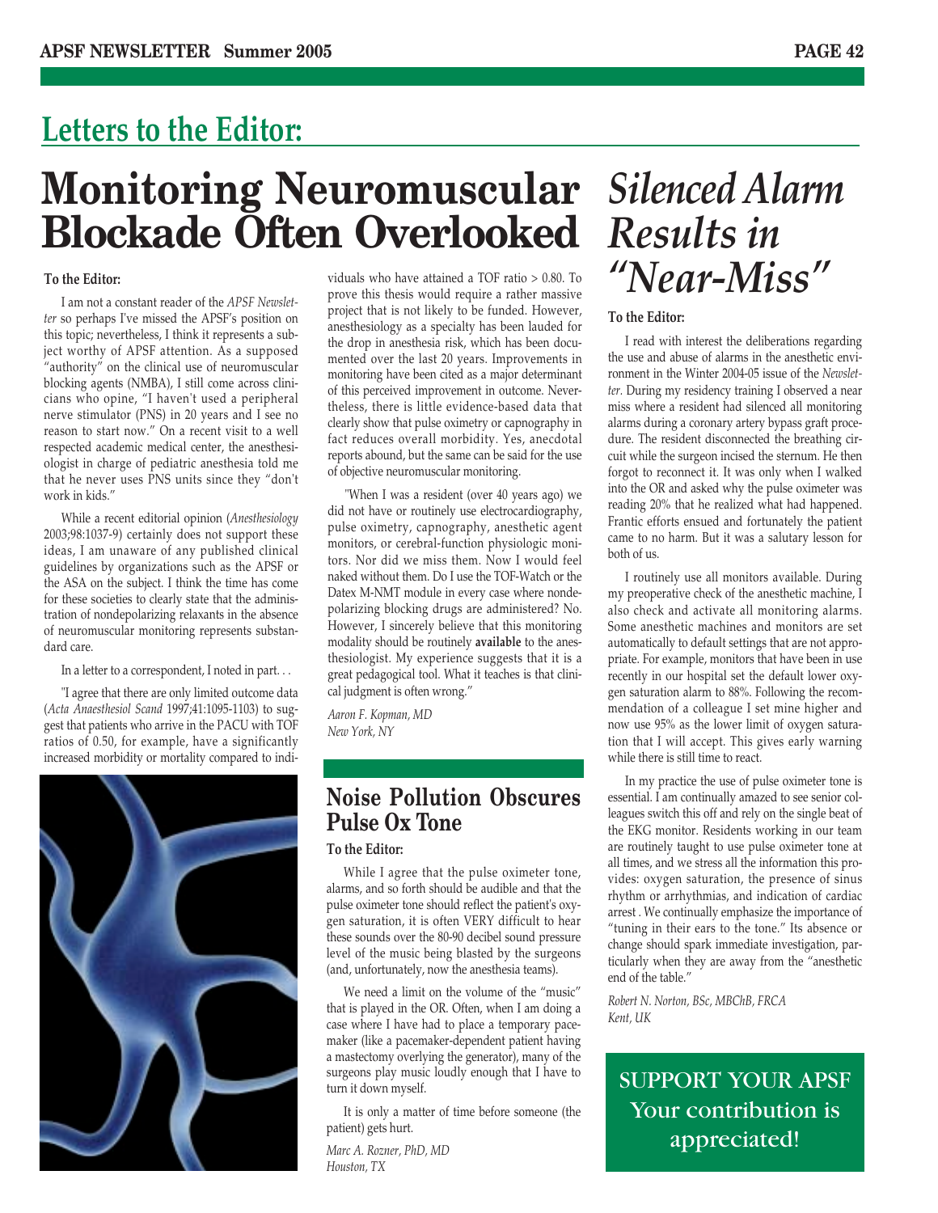## Letters to the Editor:

# Monitoring Neuromuscular Blockade Often Overlooked

**To the Editor:**

I am not a constant reader of the *APSF Newsletter* so perhaps I've missed the APSF's position on this topic; nevertheless, I think it represents a subject worthy of APSF attention. As a supposed "authority" on the clinical use of neuromuscular blocking agents (NMBA), I still come across clinicians who opine, "I haven't used a peripheral nerve stimulator (PNS) in 20 years and I see no reason to start now." On a recent visit to a well respected academic medical center, the anesthesiologist in charge of pediatric anesthesia told me that he never uses PNS units since they "don't work in kids."

While a recent editorial opinion (*Anesthesiology* 2003;98:1037-9) certainly does not support these ideas, I am unaware of any published clinical guidelines by organizations such as the APSF or the ASA on the subject. I think the time has come for these societies to clearly state that the administration of nondepolarizing relaxants in the absence of neuromuscular monitoring represents substandard care.

In a letter to a correspondent, I noted in part. . .

"I agree that there are only limited outcome data (*Acta Anaesthesiol Scand* 1997;41:1095-1103) to suggest that patients who arrive in the PACU with TOF ratios of 0.50, for example, have a significantly increased morbidity or mortality compared to individuals who have attained a TOF ratio > 0.80. To prove this thesis would require a rather massive project that is not likely to be funded. However, anesthesiology as a specialty has been lauded for the drop in anesthesia risk, which has been documented over the last 20 years. Improvements in monitoring have been cited as a major determinant of this perceived improvement in outcome. Nevertheless, there is little evidence-based data that clearly show that pulse oximetry or capnography in fact reduces overall morbidity. Yes, anecdotal reports abound, but the same can be said for the use of objective neuromuscular monitoring.

"When I was a resident (over 40 years ago) we did not have or routinely use electrocardiography, pulse oximetry, capnography, anesthetic agent monitors, or cerebral-function physiologic monitors. Nor did we miss them. Now I would feel naked without them. Do I use the TOF-Watch or the Datex M-NMT module in every case where nondepolarizing blocking drugs are administered? No. However, I sincerely believe that this monitoring modality should be routinely **available** to the anesthesiologist. My experience suggests that it is a great pedagogical tool. What it teaches is that clinical judgment is often wrong."

*Aaron F. Kopman, MD*
*New York, NY*

## Noise Pollution Obscures Pulse Ox Tone

**To the Editor:**

While I agree that the pulse oximeter tone, alarms, and so forth should be audible and that the pulse oximeter tone should reflect the patient's oxygen saturation, it is often VERY difficult to hear these sounds over the 80-90 decibel sound pressure level of the music being blasted by the surgeons (and, unfortunately, now the anesthesia teams).

We need a limit on the volume of the "music" that is played in the OR. Often, when I am doing a case where I have had to place a temporary pacemaker (like a pacemaker-dependent patient having a mastectomy overlying the generator), many of the surgeons play music loudly enough that I have to turn it down myself.

It is only a matter of time before someone (the patient) gets hurt.

*Marc A. Rozner, PhD, MD*
*Houston, TX*

# *Silenced Alarm Results in "Near-Miss"*

**To the Editor:**

I read with interest the deliberations regarding the use and abuse of alarms in the anesthetic environment in the Winter 2004-05 issue of the *Newsletter*. During my residency training I observed a near miss where a resident had silenced all monitoring alarms during a coronary artery bypass graft procedure. The resident disconnected the breathing circuit while the surgeon incised the sternum. He then forgot to reconnect it. It was only when I walked into the OR and asked why the pulse oximeter was reading 20% that he realized what had happened. Frantic efforts ensued and fortunately the patient came to no harm. But it was a salutary lesson for both of us.

I routinely use all monitors available. During my preoperative check of the anesthetic machine, I also check and activate all monitoring alarms. Some anesthetic machines and monitors are set automatically to default settings that are not appropriate. For example, monitors that have been in use recently in our hospital set the default lower oxygen saturation alarm to 88%. Following the recommendation of a colleague I set mine higher and now use 95% as the lower limit of oxygen saturation that I will accept. This gives early warning while there is still time to react.

In my practice the use of pulse oximeter tone is essential. I am continually amazed to see senior colleagues switch this off and rely on the single beat of the EKG monitor. Residents working in our team are routinely taught to use pulse oximeter tone at all times, and we stress all the information this provides: oxygen saturation, the presence of sinus rhythm or arrhythmias, and indication of cardiac arrest . We continually emphasize the importance of "tuning in their ears to the tone." Its absence or change should spark immediate investigation, particularly when they are away from the "anesthetic end of the table."

*Robert N. Norton, BSc, MBChB, FRCA*
*Kent, UK*

SUPPORT YOUR APSF
Your contribution is appreciated!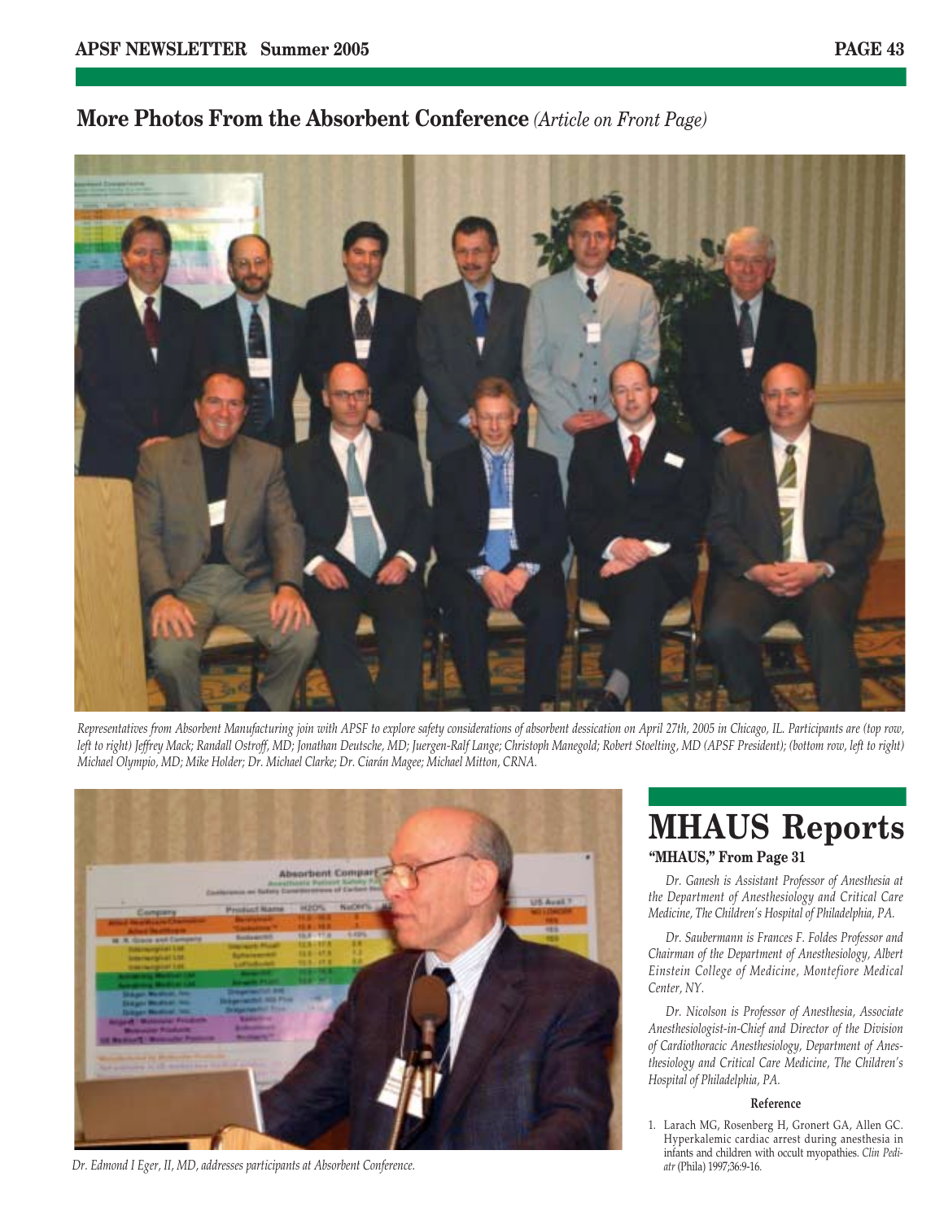## More Photos From the Absorbent Conference *(Article on Front Page)*

*Representatives from Absorbent Manufacturing join with APSF to explore safety considerations of absorbent dessication on April 27th, 2005 in Chicago, IL. Participants are (top row, left to right) Jeffrey Mack; Randall Ostroff, MD; Jonathan Deutsche, MD; Juergen-Ralf Lange; Christoph Manegold; Robert Stoelting, MD (APSF President); (bottom row, left to right) Michael Olympio, MD; Mike Holder; Dr. Michael Clarke; Dr. Ciarán Magee; Michael Mitton, CRNA.*

*Dr. Edmond I Eger, II, MD, addresses participants at Absorbent Conference.*

# MHAUS Reports

**"MHAUS," From Page 31**

*Dr. Ganesh is Assistant Professor of Anesthesia at the Department of Anesthesiology and Critical Care Medicine, The Children's Hospital of Philadelphia, PA.*

*Dr. Saubermann is Frances F. Foldes Professor and Chairman of the Department of Anesthesiology, Albert Einstein College of Medicine, Montefiore Medical Center, NY.*

*Dr. Nicolson is Professor of Anesthesia, Associate Anesthesiologist-in-Chief and Director of the Division of Cardiothoracic Anesthesiology, Department of Anesthesiology and Critical Care Medicine, The Children's Hospital of Philadelphia, PA.*

#### Reference

1. Larach MG, Rosenberg H, Gronert GA, Allen GC. Hyperkalemic cardiac arrest during anesthesia in infants and children with occult myopathies. *Clin Pediatr* (Phila) 1997;36:9-16.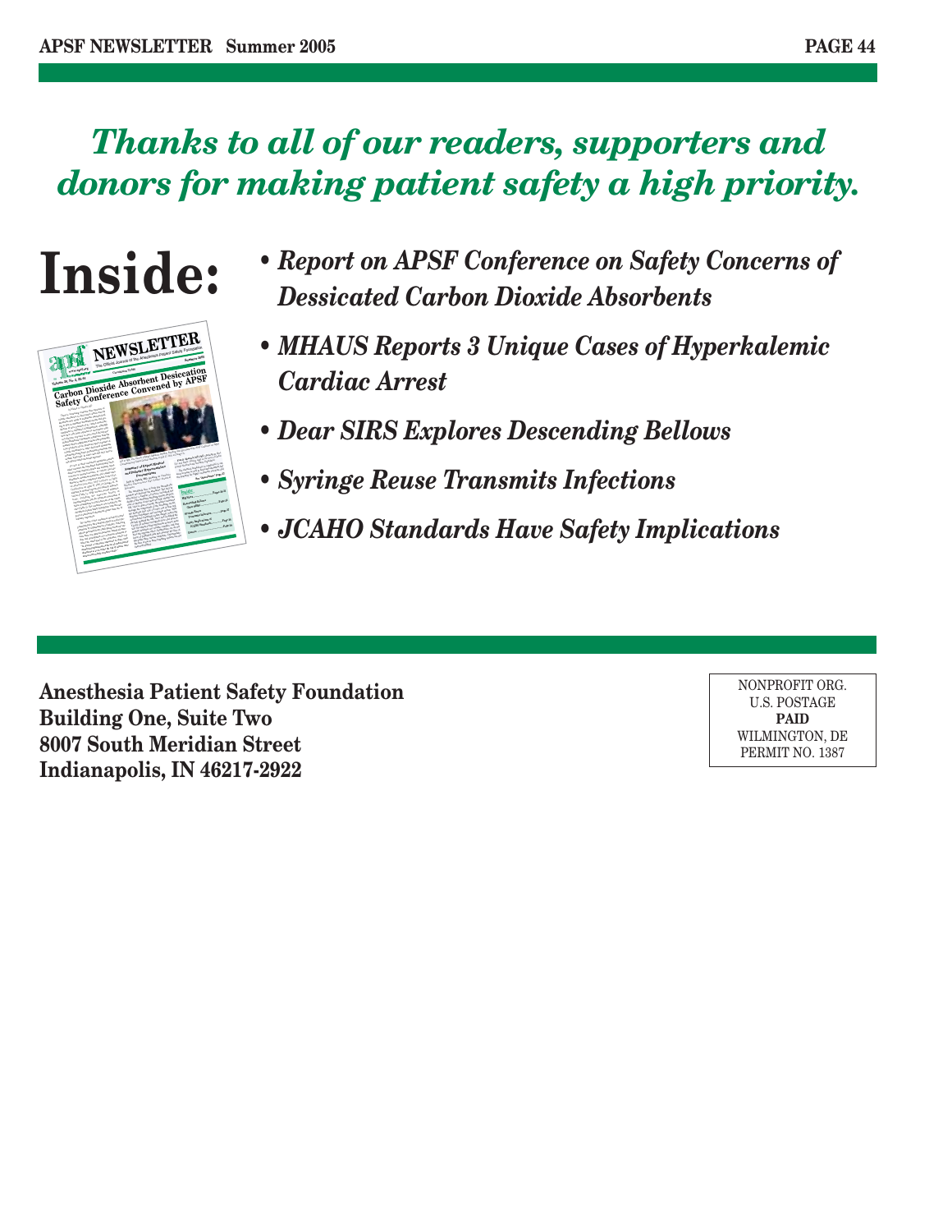## *Thanks to all of our readers, supporters and donors for making patient safety a high priority.*

# Inside:

- ***Report on APSF Conference on Safety Concerns of Dessicated Carbon Dioxide Absorbents***
- ***MHAUS Reports 3 Unique Cases of Hyperkalemic Cardiac Arrest***
- ***Dear SIRS Explores Descending Bellows***
- ***Syringe Reuse Transmits Infections***
- ***JCAHO Standards Have Safety Implications***

**Anesthesia Patient Safety Foundation**
**Building One, Suite Two**
**8007 South Meridian Street**
**Indianapolis, IN 46217-2922**

NONPROFIT ORG.
U.S. POSTAGE
**PAID**
WILMINGTON, DE
PERMIT NO. 1387